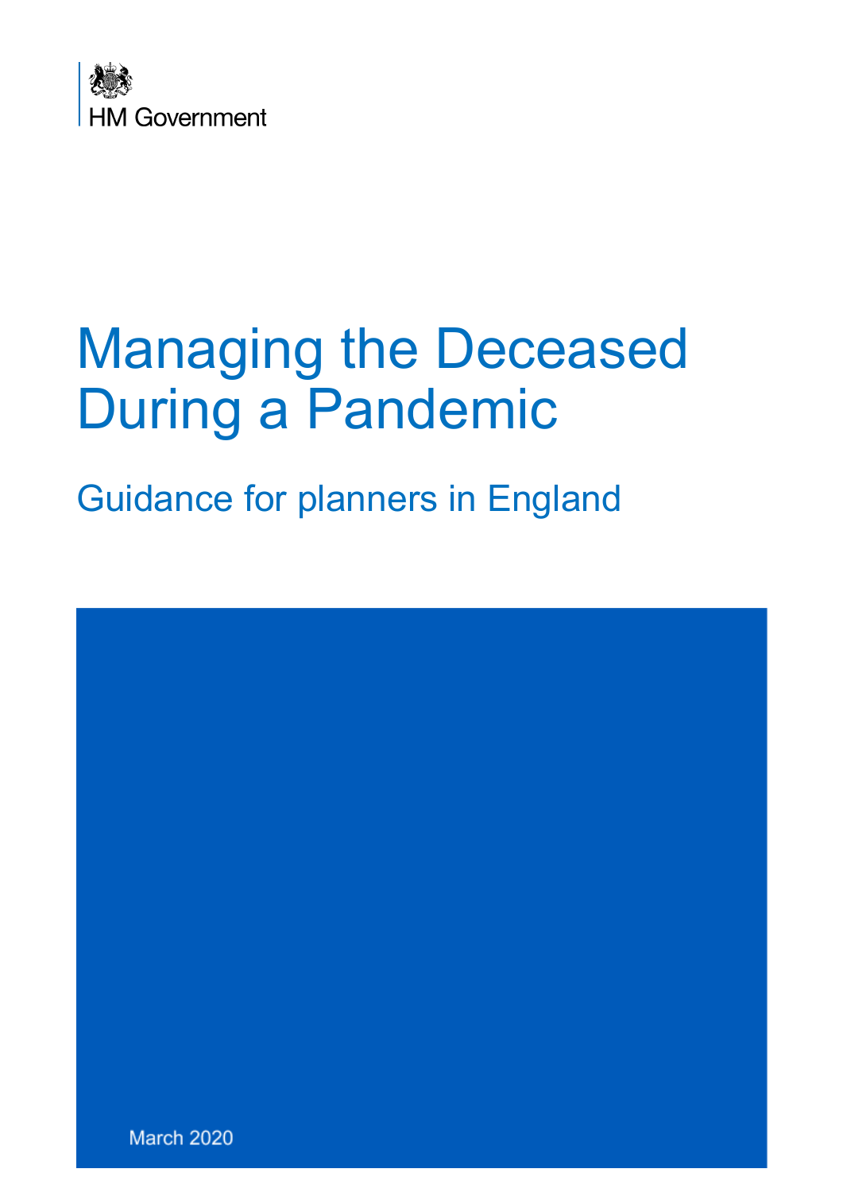HM Government

# Managing the Deceased During a Pandemic

## Guidance for planners in England

March 2020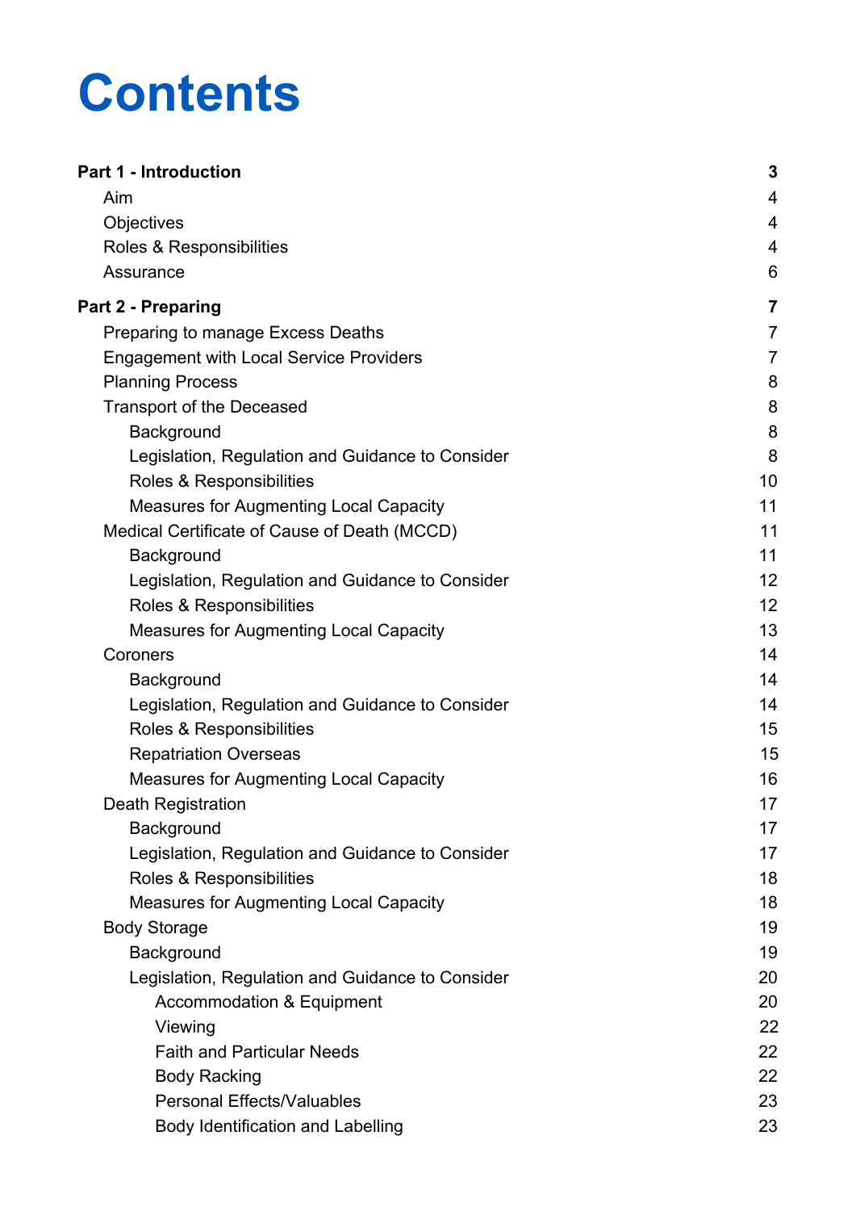# Contents

| | |
|---|---|
| **Part 1 - Introduction** | **3** |
| Aim | 4 |
| Objectives | 4 |
| Roles & Responsibilities | 4 |
| Assurance | 6 |
| **Part 2 - Preparing** | **7** |
| Preparing to manage Excess Deaths | 7 |
| Engagement with Local Service Providers | 7 |
| Planning Process | 8 |
| Transport of the Deceased | 8 |
| Background | 8 |
| Legislation, Regulation and Guidance to Consider | 8 |
| Roles & Responsibilities | 10 |
| Measures for Augmenting Local Capacity | 11 |
| Medical Certificate of Cause of Death (MCCD) | 11 |
| Background | 11 |
| Legislation, Regulation and Guidance to Consider | 12 |
| Roles & Responsibilities | 12 |
| Measures for Augmenting Local Capacity | 13 |
| Coroners | 14 |
| Background | 14 |
| Legislation, Regulation and Guidance to Consider | 14 |
| Roles & Responsibilities | 15 |
| Repatriation Overseas | 15 |
| Measures for Augmenting Local Capacity | 16 |
| Death Registration | 17 |
| Background | 17 |
| Legislation, Regulation and Guidance to Consider | 17 |
| Roles & Responsibilities | 18 |
| Measures for Augmenting Local Capacity | 18 |
| Body Storage | 19 |
| Background | 19 |
| Legislation, Regulation and Guidance to Consider | 20 |
| Accommodation & Equipment | 20 |
| Viewing | 22 |
| Faith and Particular Needs | 22 |
| Body Racking | 22 |
| Personal Effects/Valuables | 23 |
| Body Identification and Labelling | 23 |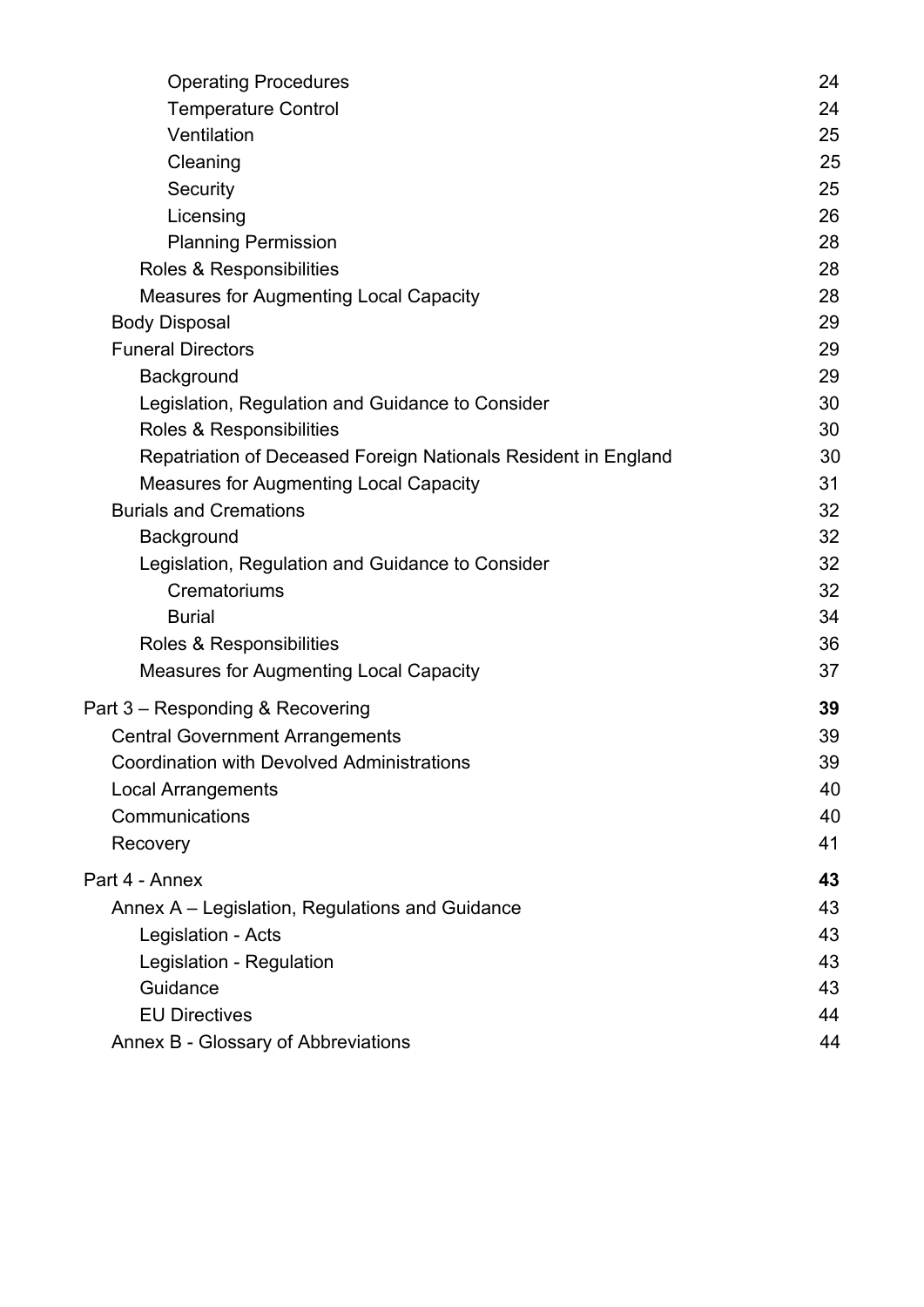- Operating Procedures 24
- Temperature Control 24
- Ventilation 25
- Cleaning 25
- Security 25
- Licensing 26
- Planning Permission 28

Roles & Responsibilities 28

Measures for Augmenting Local Capacity 28

Body Disposal 29

Funeral Directors 29

- Background 29
- Legislation, Regulation and Guidance to Consider 30
- Roles & Responsibilities 30
- Repatriation of Deceased Foreign Nationals Resident in England 30
- Measures for Augmenting Local Capacity 31

Burials and Cremations 32

- Background 32
- Legislation, Regulation and Guidance to Consider 32
  - Crematoriums 32
  - Burial 34
- Roles & Responsibilities 36
- Measures for Augmenting Local Capacity 37

Part 3 – Responding & Recovering **39**

- Central Government Arrangements 39
- Coordination with Devolved Administrations 39
- Local Arrangements 40
- Communications 40
- Recovery 41

Part 4 - Annex **43**

- Annex A – Legislation, Regulations and Guidance 43
  - Legislation - Acts 43
  - Legislation - Regulation 43
  - Guidance 43
  - EU Directives 44
- Annex B - Glossary of Abbreviations 44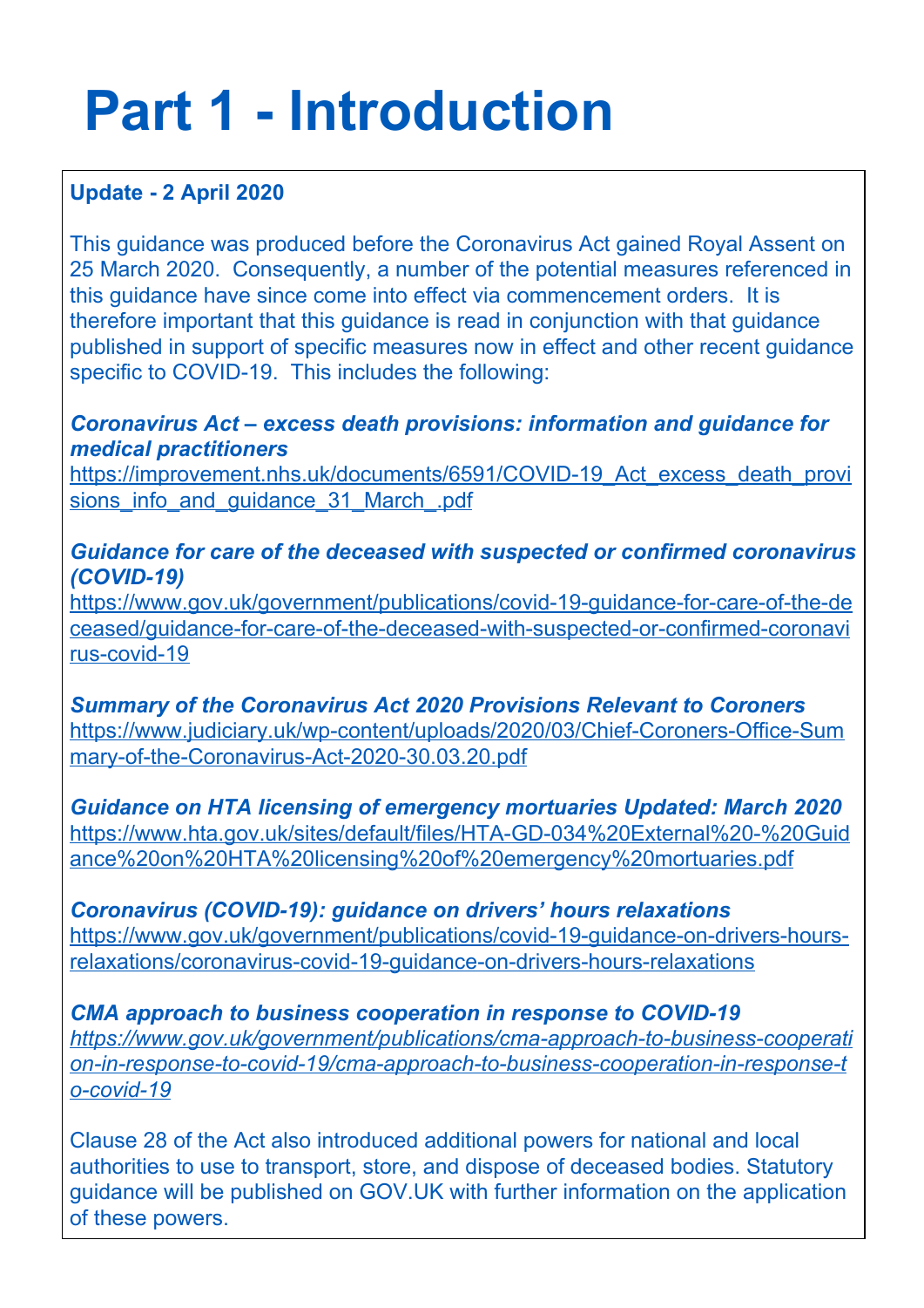# Part 1 - Introduction

**Update - 2 April 2020**

This guidance was produced before the Coronavirus Act gained Royal Assent on 25 March 2020. Consequently, a number of the potential measures referenced in this guidance have since come into effect via commencement orders. It is therefore important that this guidance is read in conjunction with that guidance published in support of specific measures now in effect and other recent guidance specific to COVID-19. This includes the following:

***Coronavirus Act – excess death provisions: information and guidance for medical practitioners***
https://improvement.nhs.uk/documents/6591/COVID-19_Act_excess_death_provisions_info_and_guidance_31_March_.pdf

***Guidance for care of the deceased with suspected or confirmed coronavirus (COVID-19)***
https://www.gov.uk/government/publications/covid-19-guidance-for-care-of-the-deceased/guidance-for-care-of-the-deceased-with-suspected-or-confirmed-coronavirus-covid-19

***Summary of the Coronavirus Act 2020 Provisions Relevant to Coroners***
https://www.judiciary.uk/wp-content/uploads/2020/03/Chief-Coroners-Office-Summary-of-the-Coronavirus-Act-2020-30.03.20.pdf

***Guidance on HTA licensing of emergency mortuaries Updated: March 2020***
https://www.hta.gov.uk/sites/default/files/HTA-GD-034%20External%20-%20Guidance%20on%20HTA%20licensing%20of%20emergency%20mortuaries.pdf

***Coronavirus (COVID-19): guidance on drivers' hours relaxations***
https://www.gov.uk/government/publications/covid-19-guidance-on-drivers-hours-relaxations/coronavirus-covid-19-guidance-on-drivers-hours-relaxations

***CMA approach to business cooperation in response to COVID-19***
*https://www.gov.uk/government/publications/cma-approach-to-business-cooperation-in-response-to-covid-19/cma-approach-to-business-cooperation-in-response-to-covid-19*

Clause 28 of the Act also introduced additional powers for national and local authorities to use to transport, store, and dispose of deceased bodies. Statutory guidance will be published on GOV.UK with further information on the application of these powers.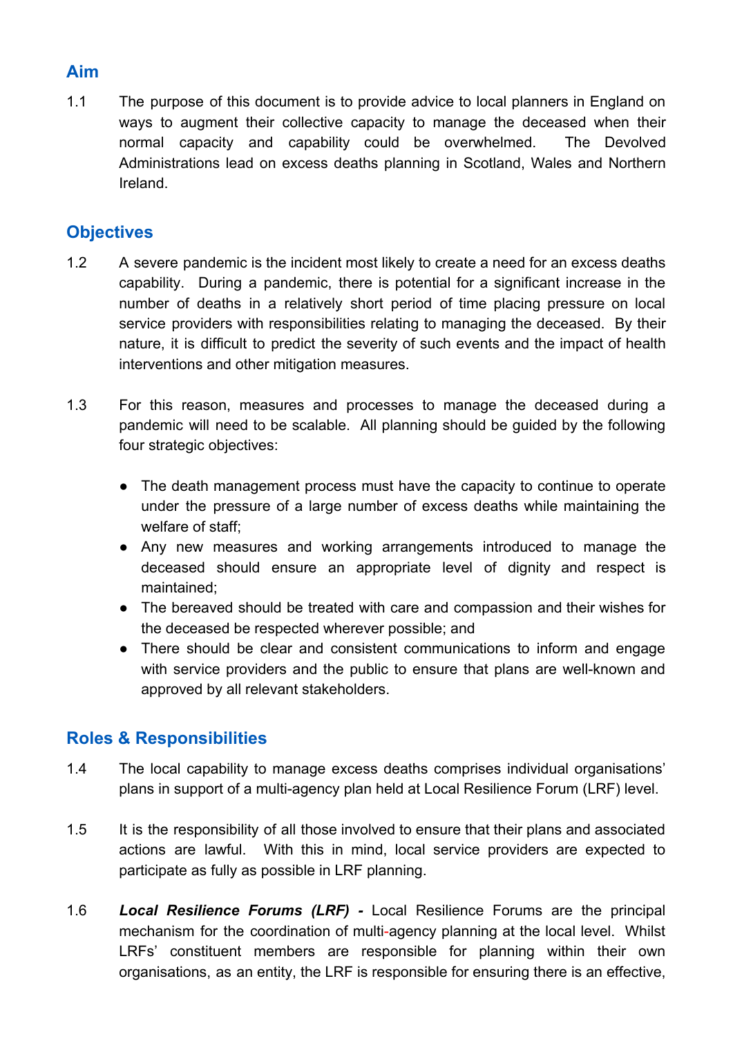## Aim

1.1 The purpose of this document is to provide advice to local planners in England on ways to augment their collective capacity to manage the deceased when their normal capacity and capability could be overwhelmed. The Devolved Administrations lead on excess deaths planning in Scotland, Wales and Northern Ireland.

## Objectives

1.2 A severe pandemic is the incident most likely to create a need for an excess deaths capability. During a pandemic, there is potential for a significant increase in the number of deaths in a relatively short period of time placing pressure on local service providers with responsibilities relating to managing the deceased. By their nature, it is difficult to predict the severity of such events and the impact of health interventions and other mitigation measures.

1.3 For this reason, measures and processes to manage the deceased during a pandemic will need to be scalable. All planning should be guided by the following four strategic objectives:

- The death management process must have the capacity to continue to operate under the pressure of a large number of excess deaths while maintaining the welfare of staff;
- Any new measures and working arrangements introduced to manage the deceased should ensure an appropriate level of dignity and respect is maintained;
- The bereaved should be treated with care and compassion and their wishes for the deceased be respected wherever possible; and
- There should be clear and consistent communications to inform and engage with service providers and the public to ensure that plans are well-known and approved by all relevant stakeholders.

## Roles & Responsibilities

1.4 The local capability to manage excess deaths comprises individual organisations' plans in support of a multi-agency plan held at Local Resilience Forum (LRF) level.

1.5 It is the responsibility of all those involved to ensure that their plans and associated actions are lawful. With this in mind, local service providers are expected to participate as fully as possible in LRF planning.

1.6 ***Local Resilience Forums (LRF) -*** Local Resilience Forums are the principal mechanism for the coordination of multi-agency planning at the local level. Whilst LRFs' constituent members are responsible for planning within their own organisations, as an entity, the LRF is responsible for ensuring there is an effective,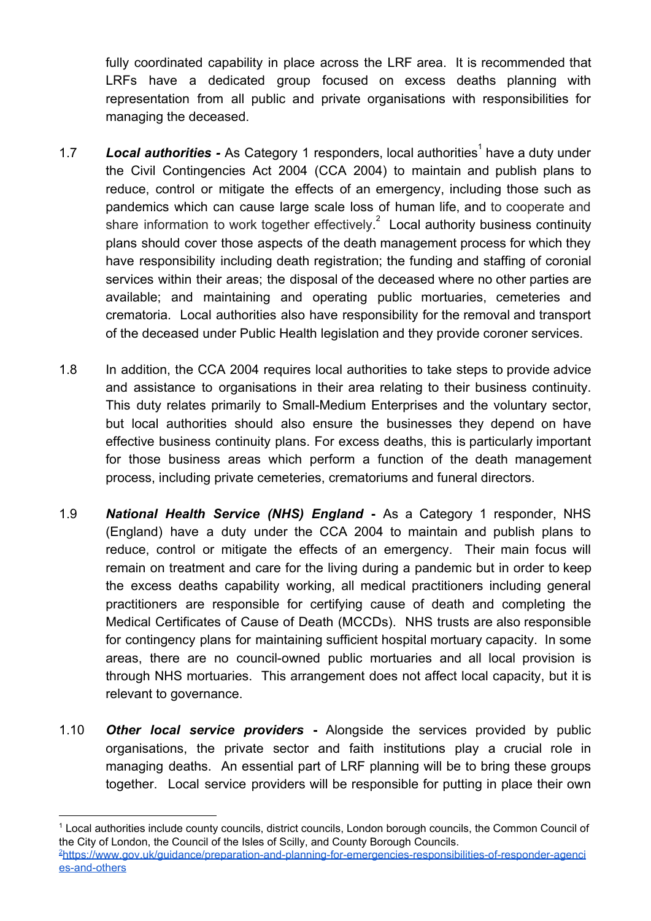fully coordinated capability in place across the LRF area. It is recommended that LRFs have a dedicated group focused on excess deaths planning with representation from all public and private organisations with responsibilities for managing the deceased.

1.7 ***Local authorities -*** As Category 1 responders, local authorities[1] have a duty under the Civil Contingencies Act 2004 (CCA 2004) to maintain and publish plans to reduce, control or mitigate the effects of an emergency, including those such as pandemics which can cause large scale loss of human life, and to cooperate and share information to work together effectively.[2] Local authority business continuity plans should cover those aspects of the death management process for which they have responsibility including death registration; the funding and staffing of coronial services within their areas; the disposal of the deceased where no other parties are available; and maintaining and operating public mortuaries, cemeteries and crematoria. Local authorities also have responsibility for the removal and transport of the deceased under Public Health legislation and they provide coroner services.

1.8 In addition, the CCA 2004 requires local authorities to take steps to provide advice and assistance to organisations in their area relating to their business continuity. This duty relates primarily to Small-Medium Enterprises and the voluntary sector, but local authorities should also ensure the businesses they depend on have effective business continuity plans. For excess deaths, this is particularly important for those business areas which perform a function of the death management process, including private cemeteries, crematoriums and funeral directors.

1.9 ***National Health Service (NHS) England -*** As a Category 1 responder, NHS (England) have a duty under the CCA 2004 to maintain and publish plans to reduce, control or mitigate the effects of an emergency. Their main focus will remain on treatment and care for the living during a pandemic but in order to keep the excess deaths capability working, all medical practitioners including general practitioners are responsible for certifying cause of death and completing the Medical Certificates of Cause of Death (MCCDs). NHS trusts are also responsible for contingency plans for maintaining sufficient hospital mortuary capacity. In some areas, there are no council-owned public mortuaries and all local provision is through NHS mortuaries. This arrangement does not affect local capacity, but it is relevant to governance.

1.10 ***Other local service providers -*** Alongside the services provided by public organisations, the private sector and faith institutions play a crucial role in managing deaths. An essential part of LRF planning will be to bring these groups together. Local service providers will be responsible for putting in place their own

---

[1] Local authorities include county councils, district councils, London borough councils, the Common Council of the City of London, the Council of the Isles of Scilly, and County Borough Councils.

[2] https://www.gov.uk/guidance/preparation-and-planning-for-emergencies-responsibilities-of-responder-agencies-and-others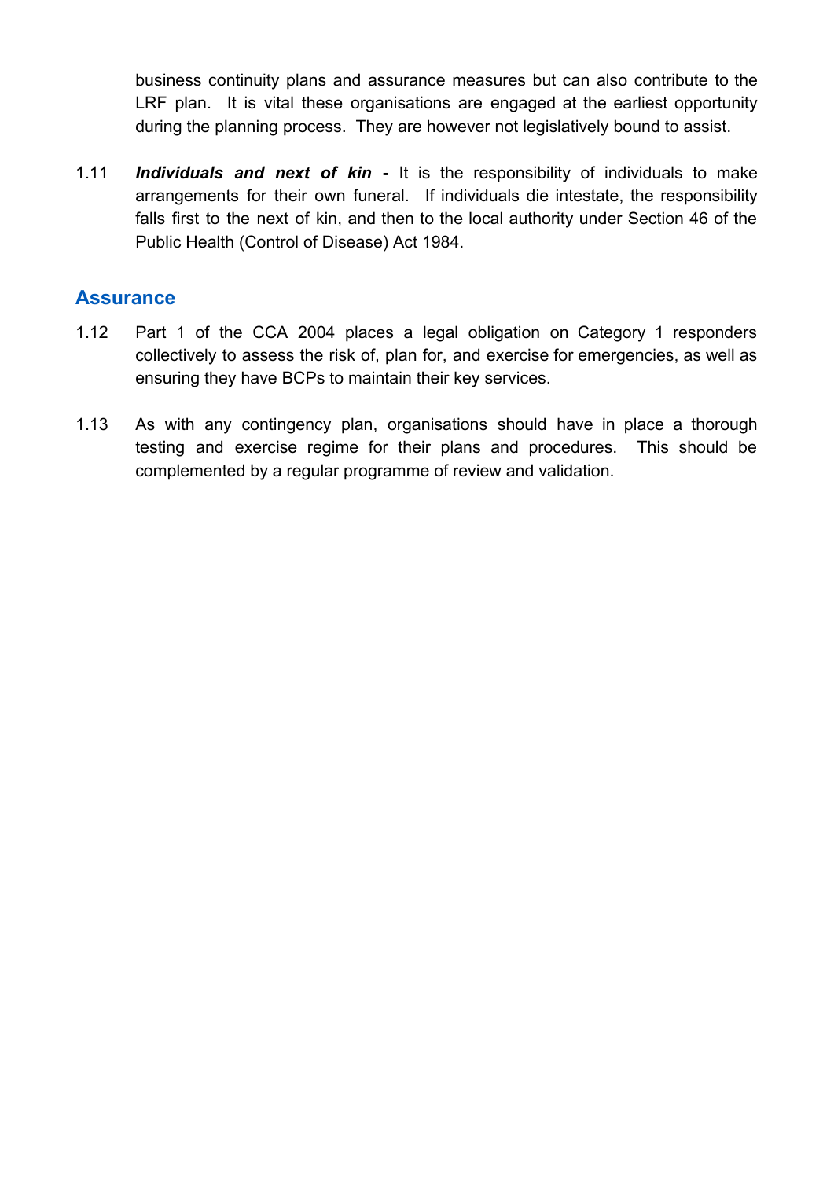business continuity plans and assurance measures but can also contribute to the LRF plan. It is vital these organisations are engaged at the earliest opportunity during the planning process. They are however not legislatively bound to assist.

1.11 ***Individuals and next of kin -*** It is the responsibility of individuals to make arrangements for their own funeral. If individuals die intestate, the responsibility falls first to the next of kin, and then to the local authority under Section 46 of the Public Health (Control of Disease) Act 1984.

## Assurance

1.12 Part 1 of the CCA 2004 places a legal obligation on Category 1 responders collectively to assess the risk of, plan for, and exercise for emergencies, as well as ensuring they have BCPs to maintain their key services.

1.13 As with any contingency plan, organisations should have in place a thorough testing and exercise regime for their plans and procedures. This should be complemented by a regular programme of review and validation.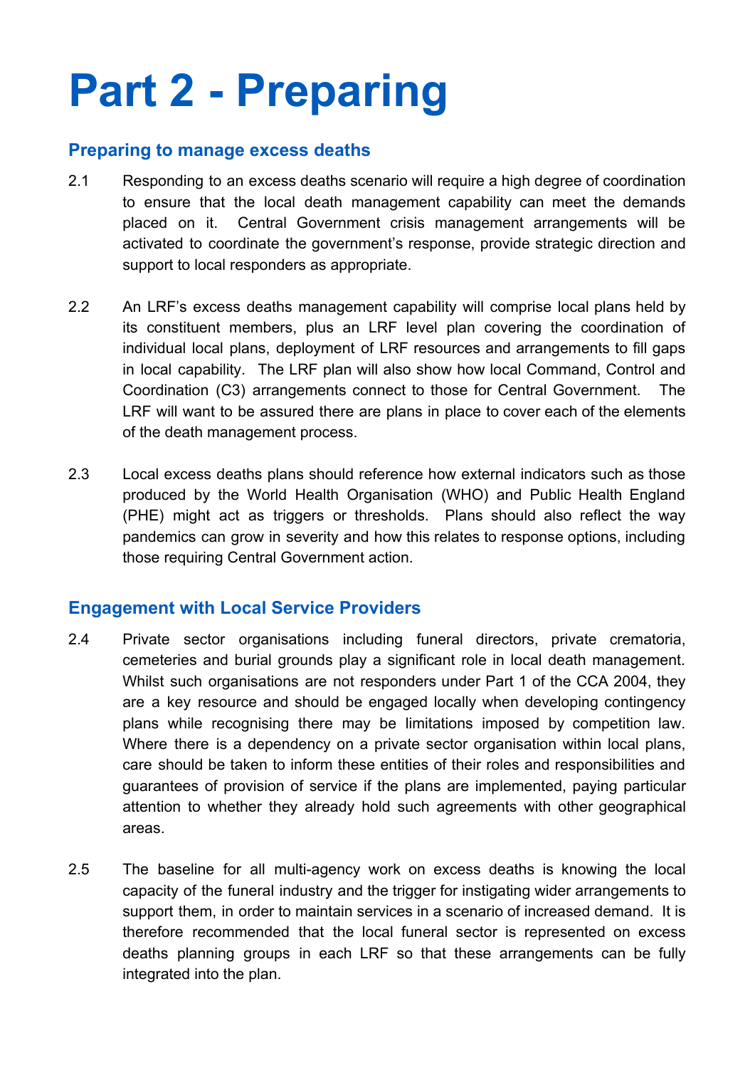# Part 2 - Preparing

## Preparing to manage excess deaths

2.1 Responding to an excess deaths scenario will require a high degree of coordination to ensure that the local death management capability can meet the demands placed on it. Central Government crisis management arrangements will be activated to coordinate the government's response, provide strategic direction and support to local responders as appropriate.

2.2 An LRF's excess deaths management capability will comprise local plans held by its constituent members, plus an LRF level plan covering the coordination of individual local plans, deployment of LRF resources and arrangements to fill gaps in local capability. The LRF plan will also show how local Command, Control and Coordination (C3) arrangements connect to those for Central Government. The LRF will want to be assured there are plans in place to cover each of the elements of the death management process.

2.3 Local excess deaths plans should reference how external indicators such as those produced by the World Health Organisation (WHO) and Public Health England (PHE) might act as triggers or thresholds. Plans should also reflect the way pandemics can grow in severity and how this relates to response options, including those requiring Central Government action.

## Engagement with Local Service Providers

2.4 Private sector organisations including funeral directors, private crematoria, cemeteries and burial grounds play a significant role in local death management. Whilst such organisations are not responders under Part 1 of the CCA 2004, they are a key resource and should be engaged locally when developing contingency plans while recognising there may be limitations imposed by competition law. Where there is a dependency on a private sector organisation within local plans, care should be taken to inform these entities of their roles and responsibilities and guarantees of provision of service if the plans are implemented, paying particular attention to whether they already hold such agreements with other geographical areas.

2.5 The baseline for all multi-agency work on excess deaths is knowing the local capacity of the funeral industry and the trigger for instigating wider arrangements to support them, in order to maintain services in a scenario of increased demand. It is therefore recommended that the local funeral sector is represented on excess deaths planning groups in each LRF so that these arrangements can be fully integrated into the plan.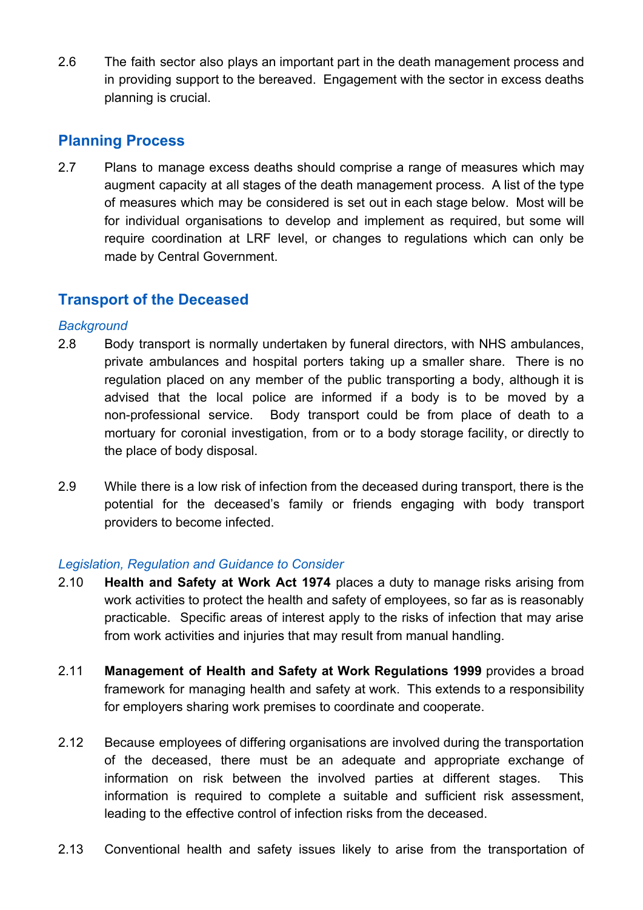2.6 The faith sector also plays an important part in the death management process and in providing support to the bereaved. Engagement with the sector in excess deaths planning is crucial.

## Planning Process

2.7 Plans to manage excess deaths should comprise a range of measures which may augment capacity at all stages of the death management process. A list of the type of measures which may be considered is set out in each stage below. Most will be for individual organisations to develop and implement as required, but some will require coordination at LRF level, or changes to regulations which can only be made by Central Government.

## Transport of the Deceased

*Background*

2.8 Body transport is normally undertaken by funeral directors, with NHS ambulances, private ambulances and hospital porters taking up a smaller share. There is no regulation placed on any member of the public transporting a body, although it is advised that the local police are informed if a body is to be moved by a non-professional service. Body transport could be from place of death to a mortuary for coronial investigation, from or to a body storage facility, or directly to the place of body disposal.

2.9 While there is a low risk of infection from the deceased during transport, there is the potential for the deceased's family or friends engaging with body transport providers to become infected.

*Legislation, Regulation and Guidance to Consider*

2.10 **Health and Safety at Work Act 1974** places a duty to manage risks arising from work activities to protect the health and safety of employees, so far as is reasonably practicable. Specific areas of interest apply to the risks of infection that may arise from work activities and injuries that may result from manual handling.

2.11 **Management of Health and Safety at Work Regulations 1999** provides a broad framework for managing health and safety at work. This extends to a responsibility for employers sharing work premises to coordinate and cooperate.

2.12 Because employees of differing organisations are involved during the transportation of the deceased, there must be an adequate and appropriate exchange of information on risk between the involved parties at different stages. This information is required to complete a suitable and sufficient risk assessment, leading to the effective control of infection risks from the deceased.

2.13 Conventional health and safety issues likely to arise from the transportation of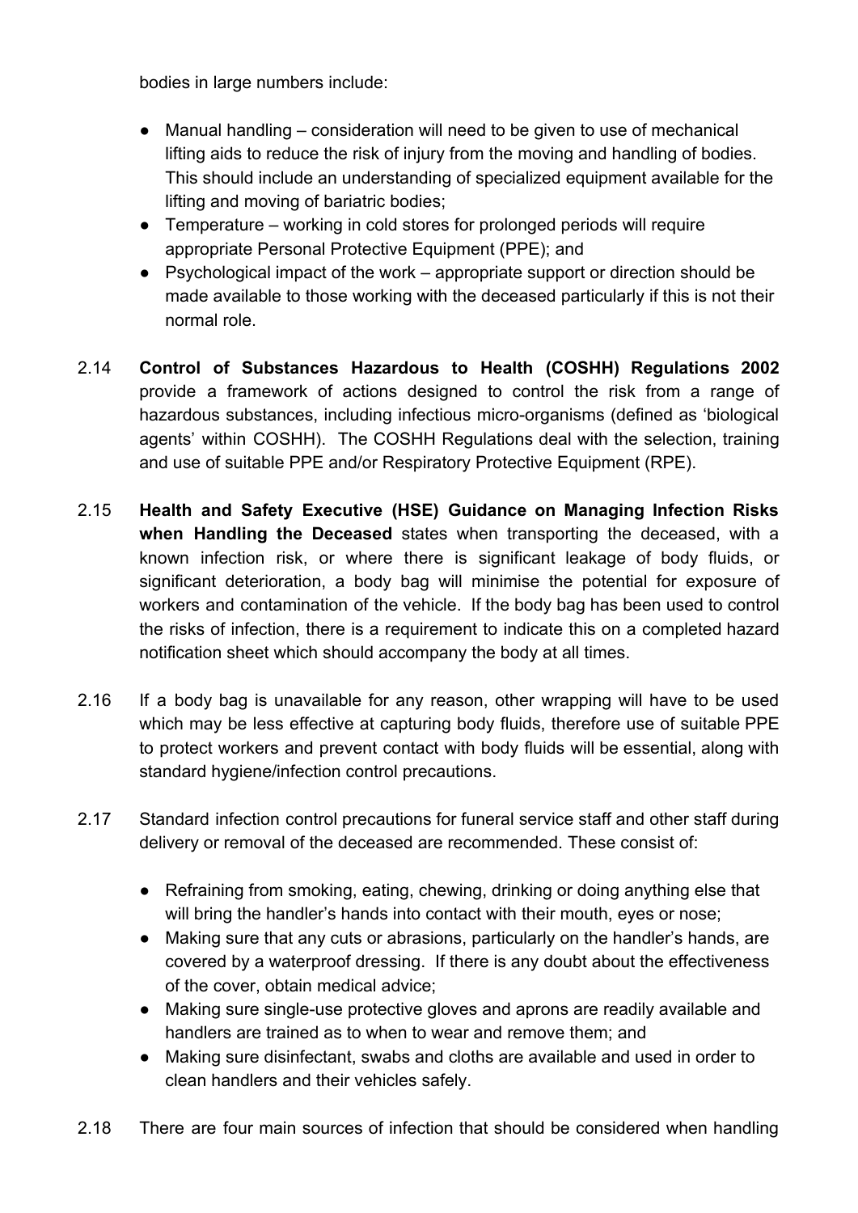bodies in large numbers include:

- Manual handling – consideration will need to be given to use of mechanical lifting aids to reduce the risk of injury from the moving and handling of bodies. This should include an understanding of specialized equipment available for the lifting and moving of bariatric bodies;
- Temperature – working in cold stores for prolonged periods will require appropriate Personal Protective Equipment (PPE); and
- Psychological impact of the work – appropriate support or direction should be made available to those working with the deceased particularly if this is not their normal role.

2.14 **Control of Substances Hazardous to Health (COSHH) Regulations 2002** provide a framework of actions designed to control the risk from a range of hazardous substances, including infectious micro-organisms (defined as 'biological agents' within COSHH). The COSHH Regulations deal with the selection, training and use of suitable PPE and/or Respiratory Protective Equipment (RPE).

2.15 **Health and Safety Executive (HSE) Guidance on Managing Infection Risks when Handling the Deceased** states when transporting the deceased, with a known infection risk, or where there is significant leakage of body fluids, or significant deterioration, a body bag will minimise the potential for exposure of workers and contamination of the vehicle. If the body bag has been used to control the risks of infection, there is a requirement to indicate this on a completed hazard notification sheet which should accompany the body at all times.

2.16 If a body bag is unavailable for any reason, other wrapping will have to be used which may be less effective at capturing body fluids, therefore use of suitable PPE to protect workers and prevent contact with body fluids will be essential, along with standard hygiene/infection control precautions.

2.17 Standard infection control precautions for funeral service staff and other staff during delivery or removal of the deceased are recommended. These consist of:

- Refraining from smoking, eating, chewing, drinking or doing anything else that will bring the handler's hands into contact with their mouth, eyes or nose;
- Making sure that any cuts or abrasions, particularly on the handler's hands, are covered by a waterproof dressing. If there is any doubt about the effectiveness of the cover, obtain medical advice;
- Making sure single-use protective gloves and aprons are readily available and handlers are trained as to when to wear and remove them; and
- Making sure disinfectant, swabs and cloths are available and used in order to clean handlers and their vehicles safely.

2.18 There are four main sources of infection that should be considered when handling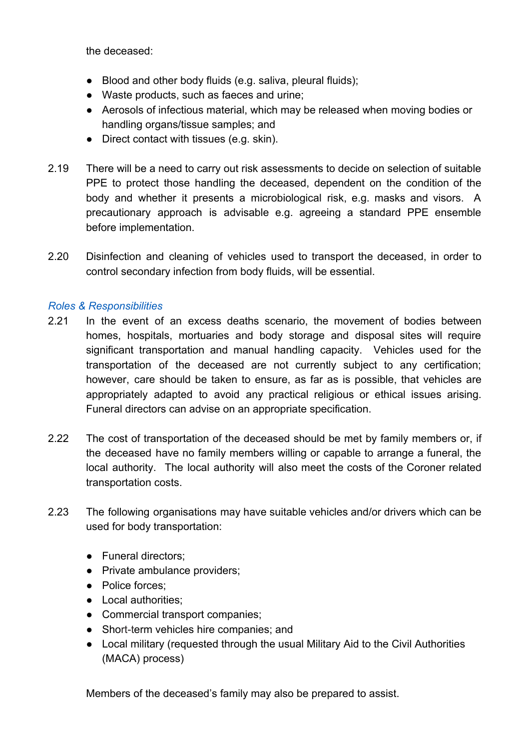the deceased:

- Blood and other body fluids (e.g. saliva, pleural fluids);
- Waste products, such as faeces and urine;
- Aerosols of infectious material, which may be released when moving bodies or handling organs/tissue samples; and
- Direct contact with tissues (e.g. skin).

2.19 There will be a need to carry out risk assessments to decide on selection of suitable PPE to protect those handling the deceased, dependent on the condition of the body and whether it presents a microbiological risk, e.g. masks and visors. A precautionary approach is advisable e.g. agreeing a standard PPE ensemble before implementation.

2.20 Disinfection and cleaning of vehicles used to transport the deceased, in order to control secondary infection from body fluids, will be essential.

*Roles & Responsibilities*

2.21 In the event of an excess deaths scenario, the movement of bodies between homes, hospitals, mortuaries and body storage and disposal sites will require significant transportation and manual handling capacity. Vehicles used for the transportation of the deceased are not currently subject to any certification; however, care should be taken to ensure, as far as is possible, that vehicles are appropriately adapted to avoid any practical religious or ethical issues arising. Funeral directors can advise on an appropriate specification.

2.22 The cost of transportation of the deceased should be met by family members or, if the deceased have no family members willing or capable to arrange a funeral, the local authority. The local authority will also meet the costs of the Coroner related transportation costs.

2.23 The following organisations may have suitable vehicles and/or drivers which can be used for body transportation:

- Funeral directors;
- Private ambulance providers;
- Police forces;
- Local authorities;
- Commercial transport companies;
- Short-term vehicles hire companies; and
- Local military (requested through the usual Military Aid to the Civil Authorities (MACA) process)

Members of the deceased's family may also be prepared to assist.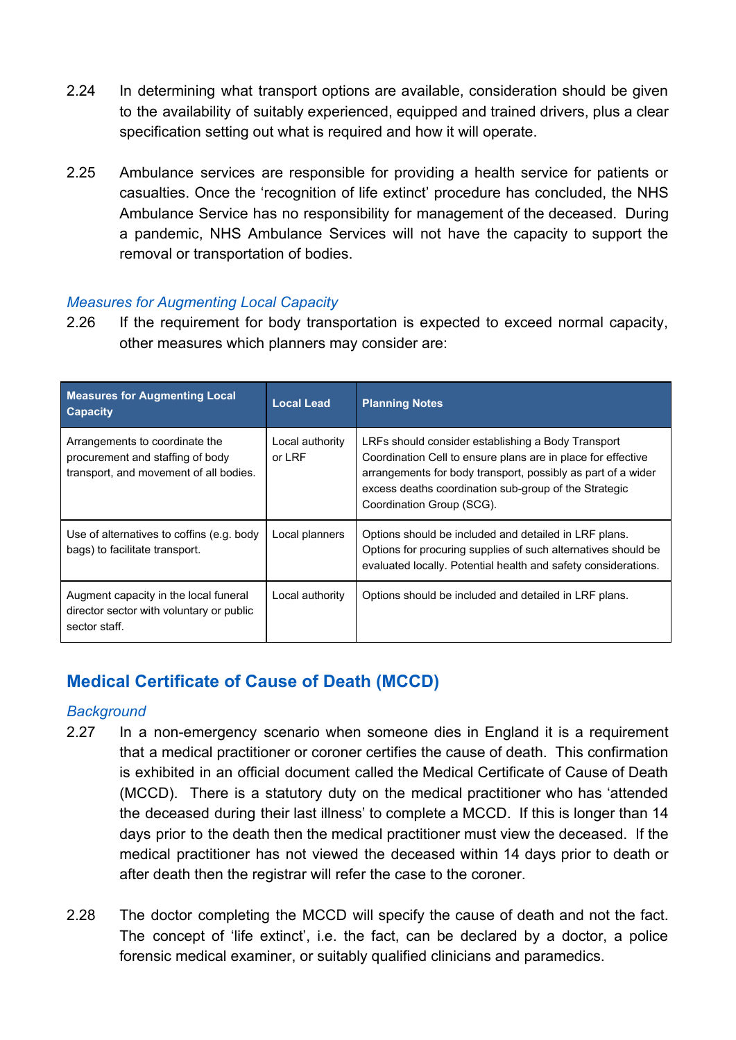2.24 In determining what transport options are available, consideration should be given to the availability of suitably experienced, equipped and trained drivers, plus a clear specification setting out what is required and how it will operate.

2.25 Ambulance services are responsible for providing a health service for patients or casualties. Once the 'recognition of life extinct' procedure has concluded, the NHS Ambulance Service has no responsibility for management of the deceased. During a pandemic, NHS Ambulance Services will not have the capacity to support the removal or transportation of bodies.

### *Measures for Augmenting Local Capacity*

2.26 If the requirement for body transportation is expected to exceed normal capacity, other measures which planners may consider are:

| Measures for Augmenting Local Capacity | Local Lead | Planning Notes |
|---|---|---|
| Arrangements to coordinate the procurement and staffing of body transport, and movement of all bodies. | Local authority or LRF | LRFs should consider establishing a Body Transport Coordination Cell to ensure plans are in place for effective arrangements for body transport, possibly as part of a wider excess deaths coordination sub-group of the Strategic Coordination Group (SCG). |
| Use of alternatives to coffins (e.g. body bags) to facilitate transport. | Local planners | Options should be included and detailed in LRF plans. Options for procuring supplies of such alternatives should be evaluated locally. Potential health and safety considerations. |
| Augment capacity in the local funeral director sector with voluntary or public sector staff. | Local authority | Options should be included and detailed in LRF plans. |

## Medical Certificate of Cause of Death (MCCD)

### *Background*

2.27 In a non-emergency scenario when someone dies in England it is a requirement that a medical practitioner or coroner certifies the cause of death. This confirmation is exhibited in an official document called the Medical Certificate of Cause of Death (MCCD). There is a statutory duty on the medical practitioner who has 'attended the deceased during their last illness' to complete a MCCD. If this is longer than 14 days prior to the death then the medical practitioner must view the deceased. If the medical practitioner has not viewed the deceased within 14 days prior to death or after death then the registrar will refer the case to the coroner.

2.28 The doctor completing the MCCD will specify the cause of death and not the fact. The concept of 'life extinct', i.e. the fact, can be declared by a doctor, a police forensic medical examiner, or suitably qualified clinicians and paramedics.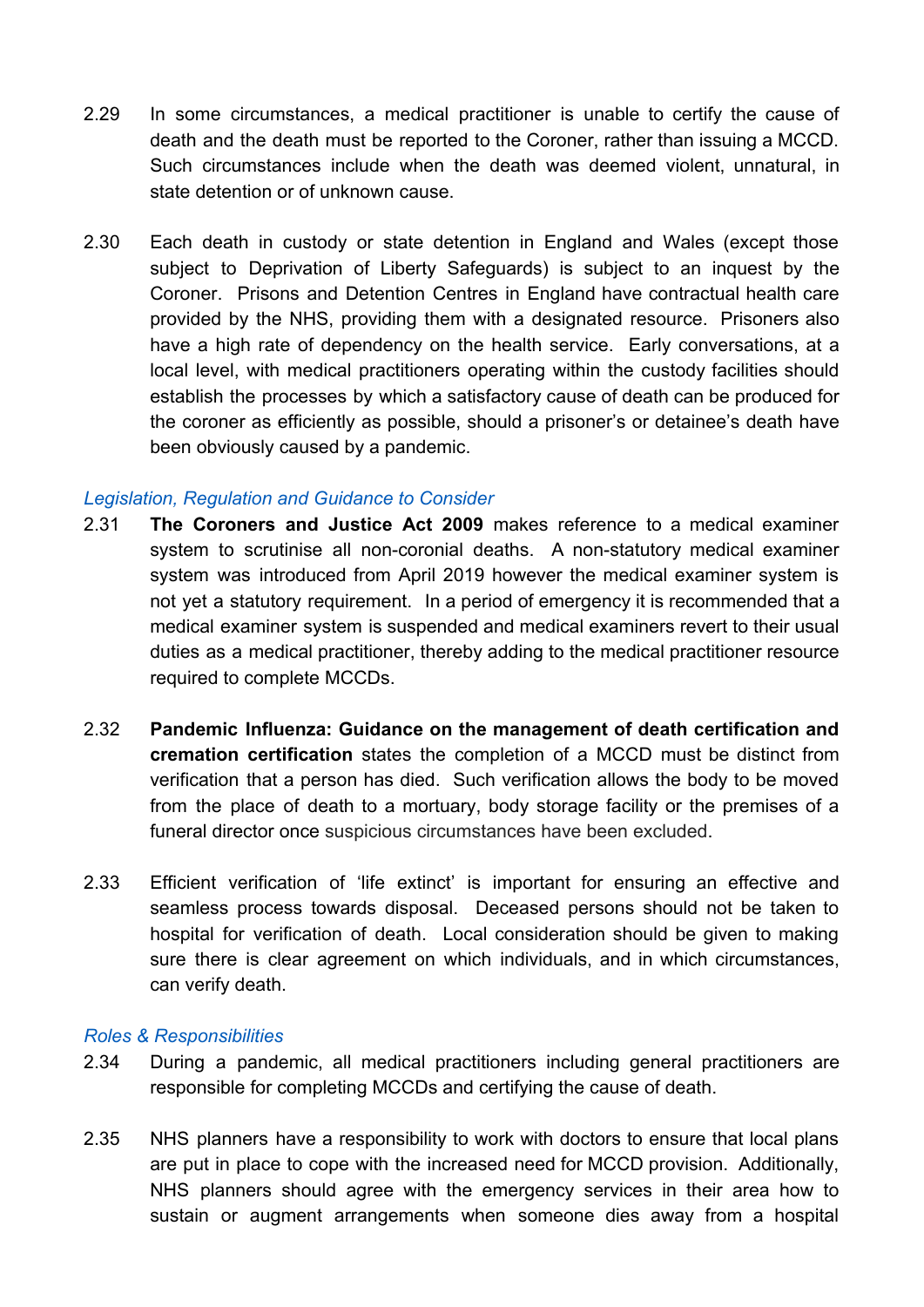2.29 In some circumstances, a medical practitioner is unable to certify the cause of death and the death must be reported to the Coroner, rather than issuing a MCCD. Such circumstances include when the death was deemed violent, unnatural, in state detention or of unknown cause.

2.30 Each death in custody or state detention in England and Wales (except those subject to Deprivation of Liberty Safeguards) is subject to an inquest by the Coroner. Prisons and Detention Centres in England have contractual health care provided by the NHS, providing them with a designated resource. Prisoners also have a high rate of dependency on the health service. Early conversations, at a local level, with medical practitioners operating within the custody facilities should establish the processes by which a satisfactory cause of death can be produced for the coroner as efficiently as possible, should a prisoner's or detainee's death have been obviously caused by a pandemic.

*Legislation, Regulation and Guidance to Consider*

2.31 **The Coroners and Justice Act 2009** makes reference to a medical examiner system to scrutinise all non-coronial deaths. A non-statutory medical examiner system was introduced from April 2019 however the medical examiner system is not yet a statutory requirement. In a period of emergency it is recommended that a medical examiner system is suspended and medical examiners revert to their usual duties as a medical practitioner, thereby adding to the medical practitioner resource required to complete MCCDs.

2.32 **Pandemic Influenza: Guidance on the management of death certification and cremation certification** states the completion of a MCCD must be distinct from verification that a person has died. Such verification allows the body to be moved from the place of death to a mortuary, body storage facility or the premises of a funeral director once suspicious circumstances have been excluded.

2.33 Efficient verification of 'life extinct' is important for ensuring an effective and seamless process towards disposal. Deceased persons should not be taken to hospital for verification of death. Local consideration should be given to making sure there is clear agreement on which individuals, and in which circumstances, can verify death.

*Roles & Responsibilities*

2.34 During a pandemic, all medical practitioners including general practitioners are responsible for completing MCCDs and certifying the cause of death.

2.35 NHS planners have a responsibility to work with doctors to ensure that local plans are put in place to cope with the increased need for MCCD provision. Additionally, NHS planners should agree with the emergency services in their area how to sustain or augment arrangements when someone dies away from a hospital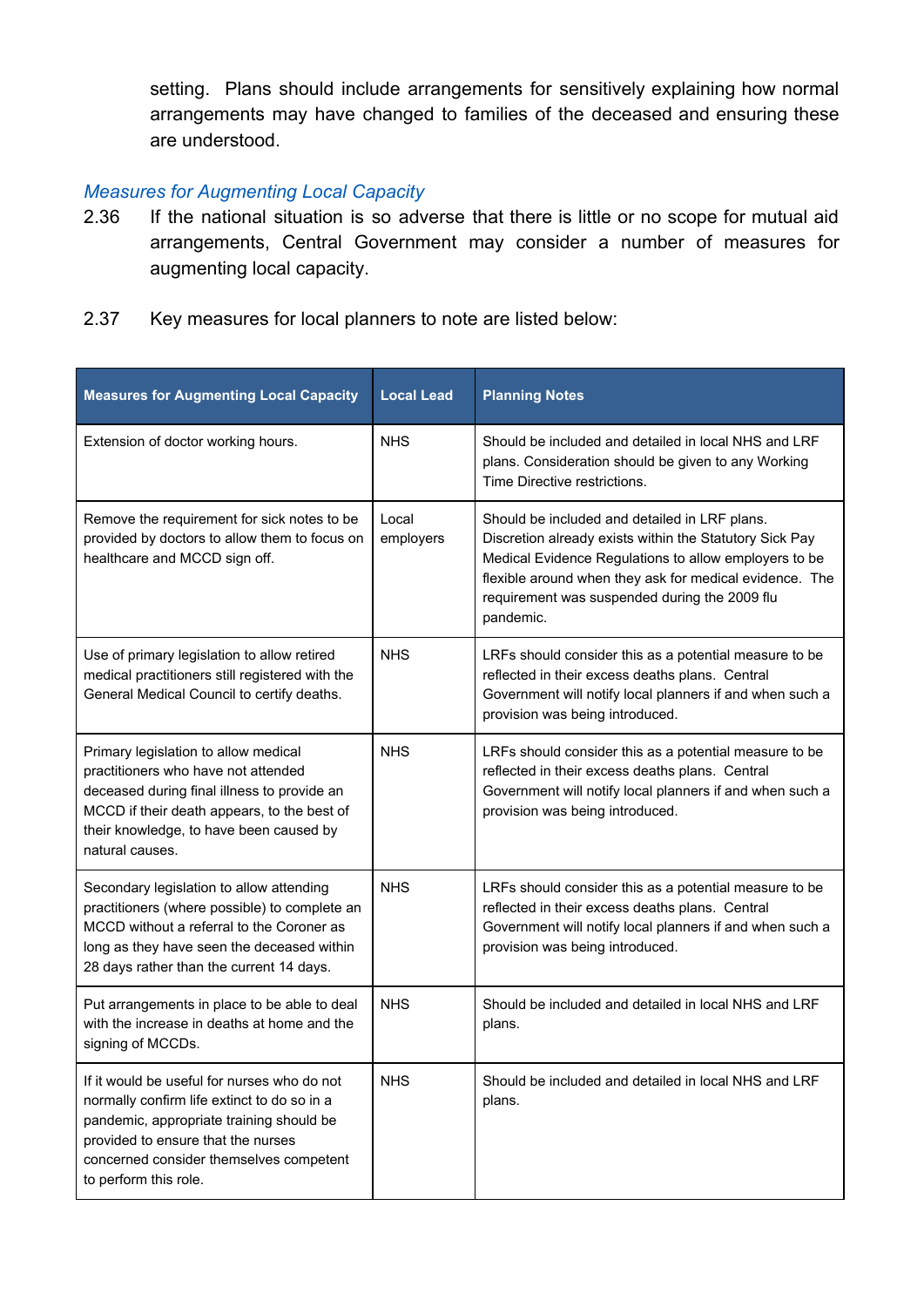setting. Plans should include arrangements for sensitively explaining how normal arrangements may have changed to families of the deceased and ensuring these are understood.

### *Measures for Augmenting Local Capacity*

2.36 If the national situation is so adverse that there is little or no scope for mutual aid arrangements, Central Government may consider a number of measures for augmenting local capacity.

2.37 Key measures for local planners to note are listed below:

| Measures for Augmenting Local Capacity | Local Lead | Planning Notes |
|---|---|---|
| Extension of doctor working hours. | NHS | Should be included and detailed in local NHS and LRF plans. Consideration should be given to any Working Time Directive restrictions. |
| Remove the requirement for sick notes to be provided by doctors to allow them to focus on healthcare and MCCD sign off. | Local employers | Should be included and detailed in LRF plans. Discretion already exists within the Statutory Sick Pay Medical Evidence Regulations to allow employers to be flexible around when they ask for medical evidence. The requirement was suspended during the 2009 flu pandemic. |
| Use of primary legislation to allow retired medical practitioners still registered with the General Medical Council to certify deaths. | NHS | LRFs should consider this as a potential measure to be reflected in their excess deaths plans. Central Government will notify local planners if and when such a provision was being introduced. |
| Primary legislation to allow medical practitioners who have not attended deceased during final illness to provide an MCCD if their death appears, to the best of their knowledge, to have been caused by natural causes. | NHS | LRFs should consider this as a potential measure to be reflected in their excess deaths plans. Central Government will notify local planners if and when such a provision was being introduced. |
| Secondary legislation to allow attending practitioners (where possible) to complete an MCCD without a referral to the Coroner as long as they have seen the deceased within 28 days rather than the current 14 days. | NHS | LRFs should consider this as a potential measure to be reflected in their excess deaths plans. Central Government will notify local planners if and when such a provision was being introduced. |
| Put arrangements in place to be able to deal with the increase in deaths at home and the signing of MCCDs. | NHS | Should be included and detailed in local NHS and LRF plans. |
| If it would be useful for nurses who do not normally confirm life extinct to do so in a pandemic, appropriate training should be provided to ensure that the nurses concerned consider themselves competent to perform this role. | NHS | Should be included and detailed in local NHS and LRF plans. |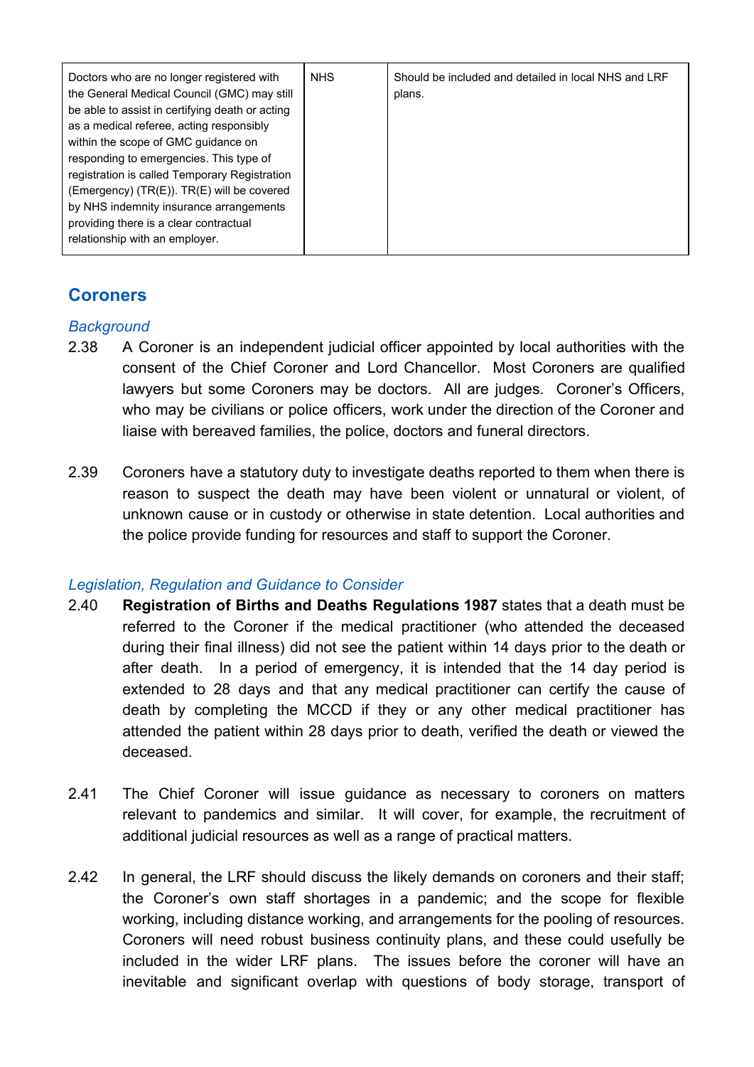| Doctors who are no longer registered with the General Medical Council (GMC) may still be able to assist in certifying death or acting as a medical referee, acting responsibly within the scope of GMC guidance on responding to emergencies. This type of registration is called Temporary Registration (Emergency) (TR(E)). TR(E) will be covered by NHS indemnity insurance arrangements providing there is a clear contractual relationship with an employer. | NHS | Should be included and detailed in local NHS and LRF plans. |
|---|---|---|

## Coroners

*Background*

2.38 A Coroner is an independent judicial officer appointed by local authorities with the consent of the Chief Coroner and Lord Chancellor. Most Coroners are qualified lawyers but some Coroners may be doctors. All are judges. Coroner's Officers, who may be civilians or police officers, work under the direction of the Coroner and liaise with bereaved families, the police, doctors and funeral directors.

2.39 Coroners have a statutory duty to investigate deaths reported to them when there is reason to suspect the death may have been violent or unnatural or violent, of unknown cause or in custody or otherwise in state detention. Local authorities and the police provide funding for resources and staff to support the Coroner.

*Legislation, Regulation and Guidance to Consider*

2.40 **Registration of Births and Deaths Regulations 1987** states that a death must be referred to the Coroner if the medical practitioner (who attended the deceased during their final illness) did not see the patient within 14 days prior to the death or after death. In a period of emergency, it is intended that the 14 day period is extended to 28 days and that any medical practitioner can certify the cause of death by completing the MCCD if they or any other medical practitioner has attended the patient within 28 days prior to death, verified the death or viewed the deceased.

2.41 The Chief Coroner will issue guidance as necessary to coroners on matters relevant to pandemics and similar. It will cover, for example, the recruitment of additional judicial resources as well as a range of practical matters.

2.42 In general, the LRF should discuss the likely demands on coroners and their staff; the Coroner's own staff shortages in a pandemic; and the scope for flexible working, including distance working, and arrangements for the pooling of resources. Coroners will need robust business continuity plans, and these could usefully be included in the wider LRF plans. The issues before the coroner will have an inevitable and significant overlap with questions of body storage, transport of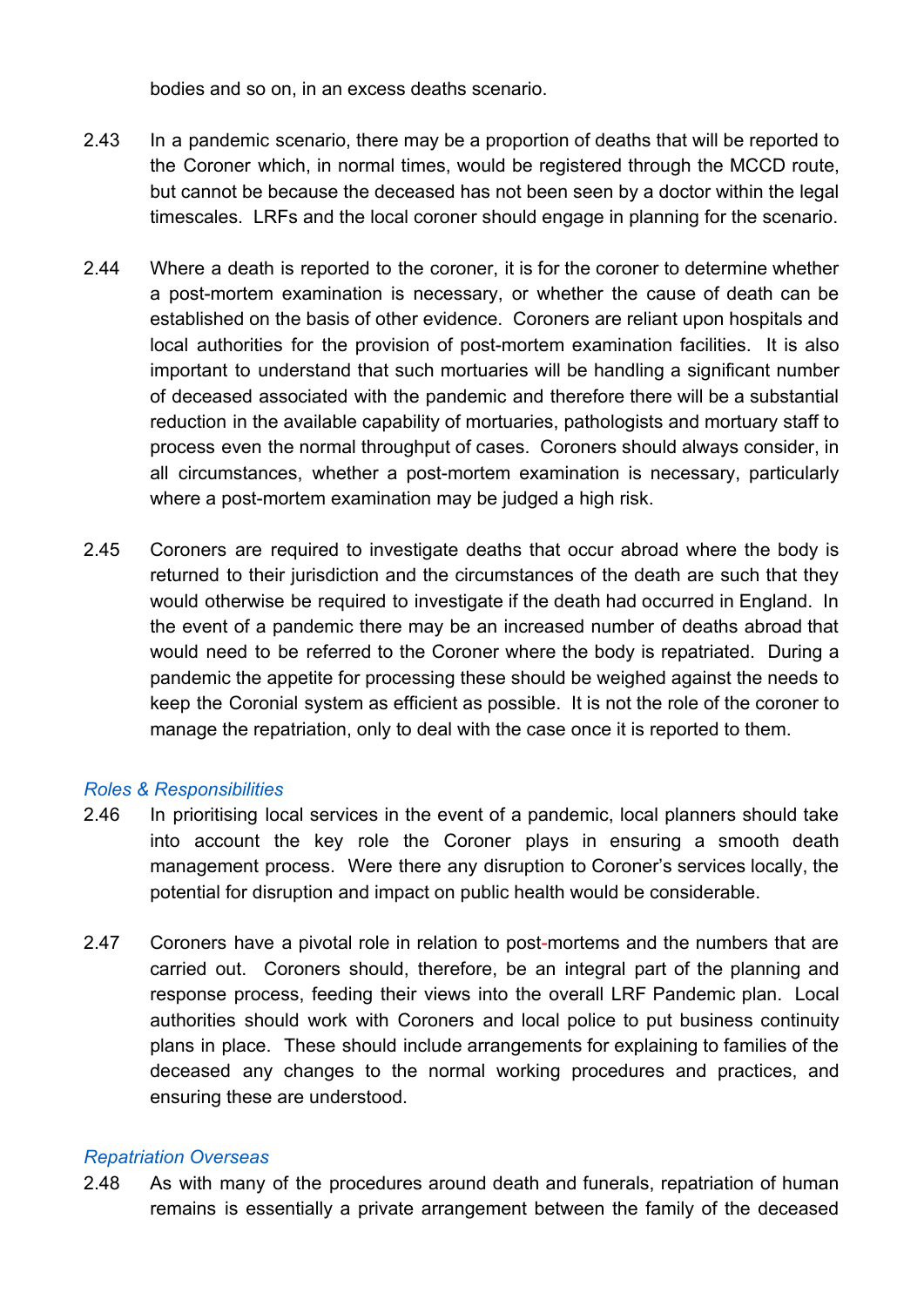bodies and so on, in an excess deaths scenario.

2.43 In a pandemic scenario, there may be a proportion of deaths that will be reported to the Coroner which, in normal times, would be registered through the MCCD route, but cannot be because the deceased has not been seen by a doctor within the legal timescales. LRFs and the local coroner should engage in planning for the scenario.

2.44 Where a death is reported to the coroner, it is for the coroner to determine whether a post-mortem examination is necessary, or whether the cause of death can be established on the basis of other evidence. Coroners are reliant upon hospitals and local authorities for the provision of post-mortem examination facilities. It is also important to understand that such mortuaries will be handling a significant number of deceased associated with the pandemic and therefore there will be a substantial reduction in the available capability of mortuaries, pathologists and mortuary staff to process even the normal throughput of cases. Coroners should always consider, in all circumstances, whether a post-mortem examination is necessary, particularly where a post-mortem examination may be judged a high risk.

2.45 Coroners are required to investigate deaths that occur abroad where the body is returned to their jurisdiction and the circumstances of the death are such that they would otherwise be required to investigate if the death had occurred in England. In the event of a pandemic there may be an increased number of deaths abroad that would need to be referred to the Coroner where the body is repatriated. During a pandemic the appetite for processing these should be weighed against the needs to keep the Coronial system as efficient as possible. It is not the role of the coroner to manage the repatriation, only to deal with the case once it is reported to them.

*Roles & Responsibilities*

2.46 In prioritising local services in the event of a pandemic, local planners should take into account the key role the Coroner plays in ensuring a smooth death management process. Were there any disruption to Coroner's services locally, the potential for disruption and impact on public health would be considerable.

2.47 Coroners have a pivotal role in relation to post-mortems and the numbers that are carried out. Coroners should, therefore, be an integral part of the planning and response process, feeding their views into the overall LRF Pandemic plan. Local authorities should work with Coroners and local police to put business continuity plans in place. These should include arrangements for explaining to families of the deceased any changes to the normal working procedures and practices, and ensuring these are understood.

*Repatriation Overseas*

2.48 As with many of the procedures around death and funerals, repatriation of human remains is essentially a private arrangement between the family of the deceased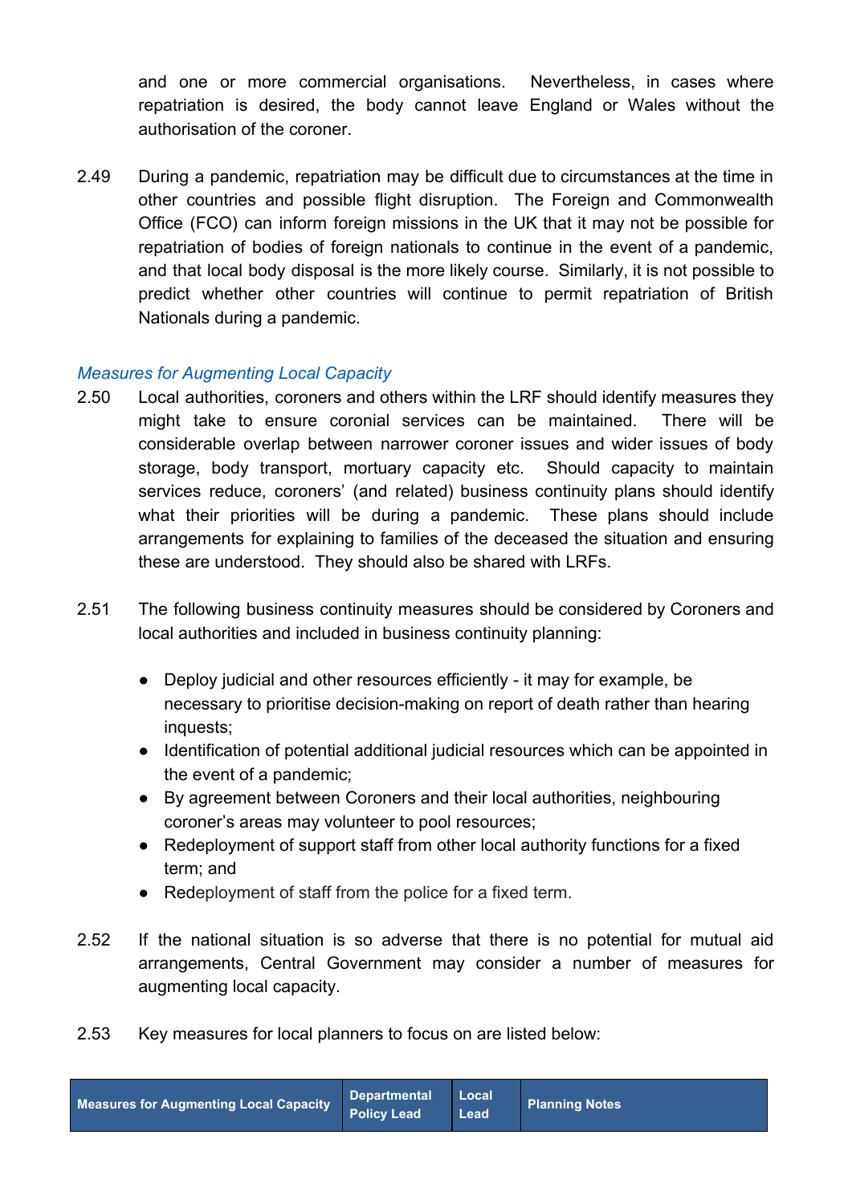and one or more commercial organisations. Nevertheless, in cases where repatriation is desired, the body cannot leave England or Wales without the authorisation of the coroner.

2.49 During a pandemic, repatriation may be difficult due to circumstances at the time in other countries and possible flight disruption. The Foreign and Commonwealth Office (FCO) can inform foreign missions in the UK that it may not be possible for repatriation of bodies of foreign nationals to continue in the event of a pandemic, and that local body disposal is the more likely course. Similarly, it is not possible to predict whether other countries will continue to permit repatriation of British Nationals during a pandemic.

### *Measures for Augmenting Local Capacity*

2.50 Local authorities, coroners and others within the LRF should identify measures they might take to ensure coronial services can be maintained. There will be considerable overlap between narrower coroner issues and wider issues of body storage, body transport, mortuary capacity etc. Should capacity to maintain services reduce, coroners' (and related) business continuity plans should identify what their priorities will be during a pandemic. These plans should include arrangements for explaining to families of the deceased the situation and ensuring these are understood. They should also be shared with LRFs.

2.51 The following business continuity measures should be considered by Coroners and local authorities and included in business continuity planning:

- Deploy judicial and other resources efficiently - it may for example, be necessary to prioritise decision-making on report of death rather than hearing inquests;
- Identification of potential additional judicial resources which can be appointed in the event of a pandemic;
- By agreement between Coroners and their local authorities, neighbouring coroner's areas may volunteer to pool resources;
- Redeployment of support staff from other local authority functions for a fixed term; and
- Redeployment of staff from the police for a fixed term.

2.52 If the national situation is so adverse that there is no potential for mutual aid arrangements, Central Government may consider a number of measures for augmenting local capacity.

2.53 Key measures for local planners to focus on are listed below:

| Measures for Augmenting Local Capacity | Departmental Policy Lead | Local Lead | Planning Notes |
|---|---|---|---|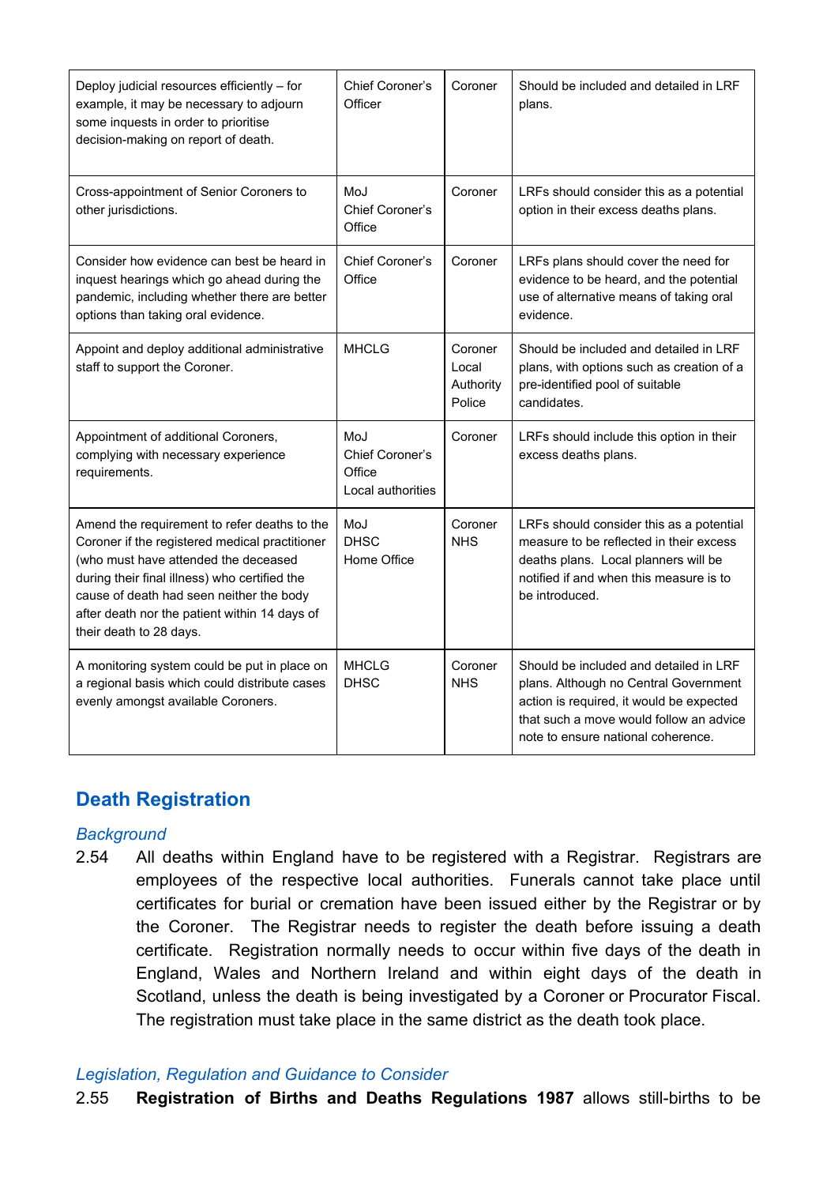| | | | |
|---|---|---|---|
| Deploy judicial resources efficiently – for example, it may be necessary to adjourn some inquests in order to prioritise decision-making on report of death. | Chief Coroner's Officer | Coroner | Should be included and detailed in LRF plans. |
| Cross-appointment of Senior Coroners to other jurisdictions. | MoJ<br>Chief Coroner's Office | Coroner | LRFs should consider this as a potential option in their excess deaths plans. |
| Consider how evidence can best be heard in inquest hearings which go ahead during the pandemic, including whether there are better options than taking oral evidence. | Chief Coroner's Office | Coroner | LRFs plans should cover the need for evidence to be heard, and the potential use of alternative means of taking oral evidence. |
| Appoint and deploy additional administrative staff to support the Coroner. | MHCLG | Coroner<br>Local Authority<br>Police | Should be included and detailed in LRF plans, with options such as creation of a pre-identified pool of suitable candidates. |
| Appointment of additional Coroners, complying with necessary experience requirements. | MoJ<br>Chief Coroner's Office<br>Local authorities | Coroner | LRFs should include this option in their excess deaths plans. |
| Amend the requirement to refer deaths to the Coroner if the registered medical practitioner (who must have attended the deceased during their final illness) who certified the cause of death had seen neither the body after death nor the patient within 14 days of their death to 28 days. | MoJ<br>DHSC<br>Home Office | Coroner<br>NHS | LRFs should consider this as a potential measure to be reflected in their excess deaths plans. Local planners will be notified if and when this measure is to be introduced. |
| A monitoring system could be put in place on a regional basis which could distribute cases evenly amongst available Coroners. | MHCLG<br>DHSC | Coroner<br>NHS | Should be included and detailed in LRF plans. Although no Central Government action is required, it would be expected that such a move would follow an advice note to ensure national coherence. |

## Death Registration

*Background*

2.54 All deaths within England have to be registered with a Registrar. Registrars are employees of the respective local authorities. Funerals cannot take place until certificates for burial or cremation have been issued either by the Registrar or by the Coroner. The Registrar needs to register the death before issuing a death certificate. Registration normally needs to occur within five days of the death in England, Wales and Northern Ireland and within eight days of the death in Scotland, unless the death is being investigated by a Coroner or Procurator Fiscal. The registration must take place in the same district as the death took place.

*Legislation, Regulation and Guidance to Consider*

2.55 **Registration of Births and Deaths Regulations 1987** allows still-births to be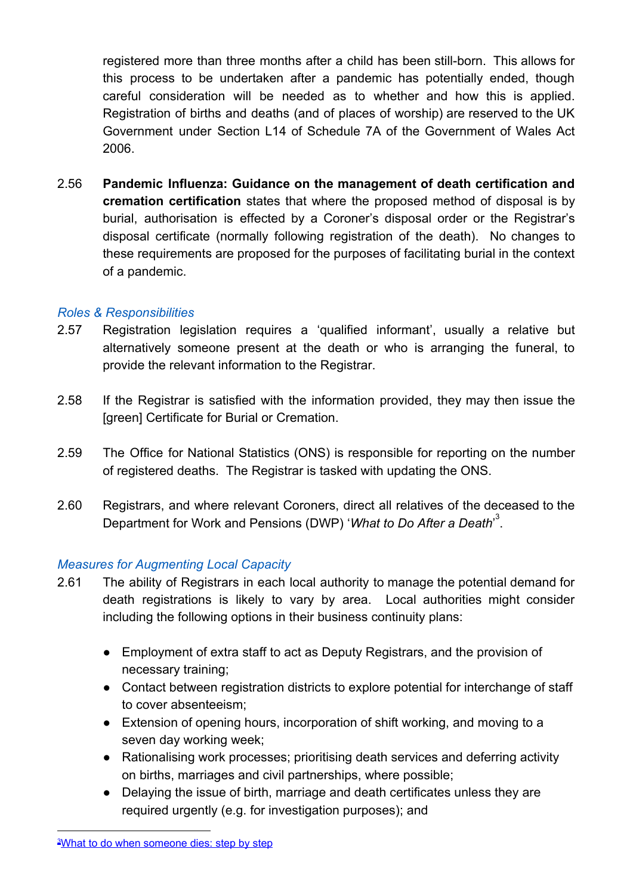registered more than three months after a child has been still-born. This allows for this process to be undertaken after a pandemic has potentially ended, though careful consideration will be needed as to whether and how this is applied. Registration of births and deaths (and of places of worship) are reserved to the UK Government under Section L14 of Schedule 7A of the Government of Wales Act 2006.

2.56 **Pandemic Influenza: Guidance on the management of death certification and cremation certification** states that where the proposed method of disposal is by burial, authorisation is effected by a Coroner's disposal order or the Registrar's disposal certificate (normally following registration of the death). No changes to these requirements are proposed for the purposes of facilitating burial in the context of a pandemic.

*Roles & Responsibilities*

2.57 Registration legislation requires a 'qualified informant', usually a relative but alternatively someone present at the death or who is arranging the funeral, to provide the relevant information to the Registrar.

2.58 If the Registrar is satisfied with the information provided, they may then issue the [green] Certificate for Burial or Cremation.

2.59 The Office for National Statistics (ONS) is responsible for reporting on the number of registered deaths. The Registrar is tasked with updating the ONS.

2.60 Registrars, and where relevant Coroners, direct all relatives of the deceased to the Department for Work and Pensions (DWP) '*What to Do After a Death*'[3].

*Measures for Augmenting Local Capacity*

2.61 The ability of Registrars in each local authority to manage the potential demand for death registrations is likely to vary by area. Local authorities might consider including the following options in their business continuity plans:

- Employment of extra staff to act as Deputy Registrars, and the provision of necessary training;
- Contact between registration districts to explore potential for interchange of staff to cover absenteeism;
- Extension of opening hours, incorporation of shift working, and moving to a seven day working week;
- Rationalising work processes; prioritising death services and deferring activity on births, marriages and civil partnerships, where possible;
- Delaying the issue of birth, marriage and death certificates unless they are required urgently (e.g. for investigation purposes); and

[3] What to do when someone dies: step by step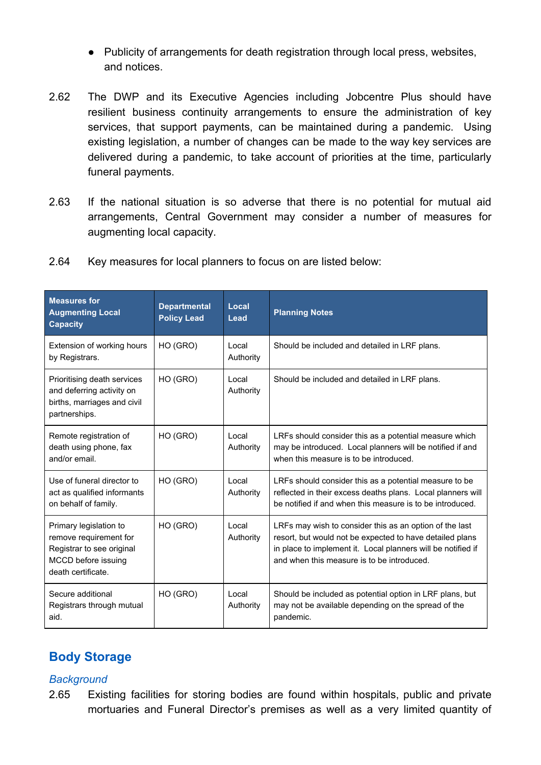- Publicity of arrangements for death registration through local press, websites, and notices.

2.62 The DWP and its Executive Agencies including Jobcentre Plus should have resilient business continuity arrangements to ensure the administration of key services, that support payments, can be maintained during a pandemic. Using existing legislation, a number of changes can be made to the way key services are delivered during a pandemic, to take account of priorities at the time, particularly funeral payments.

2.63 If the national situation is so adverse that there is no potential for mutual aid arrangements, Central Government may consider a number of measures for augmenting local capacity.

2.64 Key measures for local planners to focus on are listed below:

| Measures for Augmenting Local Capacity | Departmental Policy Lead | Local Lead | Planning Notes |
|---|---|---|---|
| Extension of working hours by Registrars. | HO (GRO) | Local Authority | Should be included and detailed in LRF plans. |
| Prioritising death services and deferring activity on births, marriages and civil partnerships. | HO (GRO) | Local Authority | Should be included and detailed in LRF plans. |
| Remote registration of death using phone, fax and/or email. | HO (GRO) | Local Authority | LRFs should consider this as a potential measure which may be introduced. Local planners will be notified if and when this measure is to be introduced. |
| Use of funeral director to act as qualified informants on behalf of family. | HO (GRO) | Local Authority | LRFs should consider this as a potential measure to be reflected in their excess deaths plans. Local planners will be notified if and when this measure is to be introduced. |
| Primary legislation to remove requirement for Registrar to see original MCCD before issuing death certificate. | HO (GRO) | Local Authority | LRFs may wish to consider this as an option of the last resort, but would not be expected to have detailed plans in place to implement it. Local planners will be notified if and when this measure is to be introduced. |
| Secure additional Registrars through mutual aid. | HO (GRO) | Local Authority | Should be included as potential option in LRF plans, but may not be available depending on the spread of the pandemic. |

## Body Storage

### *Background*

2.65 Existing facilities for storing bodies are found within hospitals, public and private mortuaries and Funeral Director's premises as well as a very limited quantity of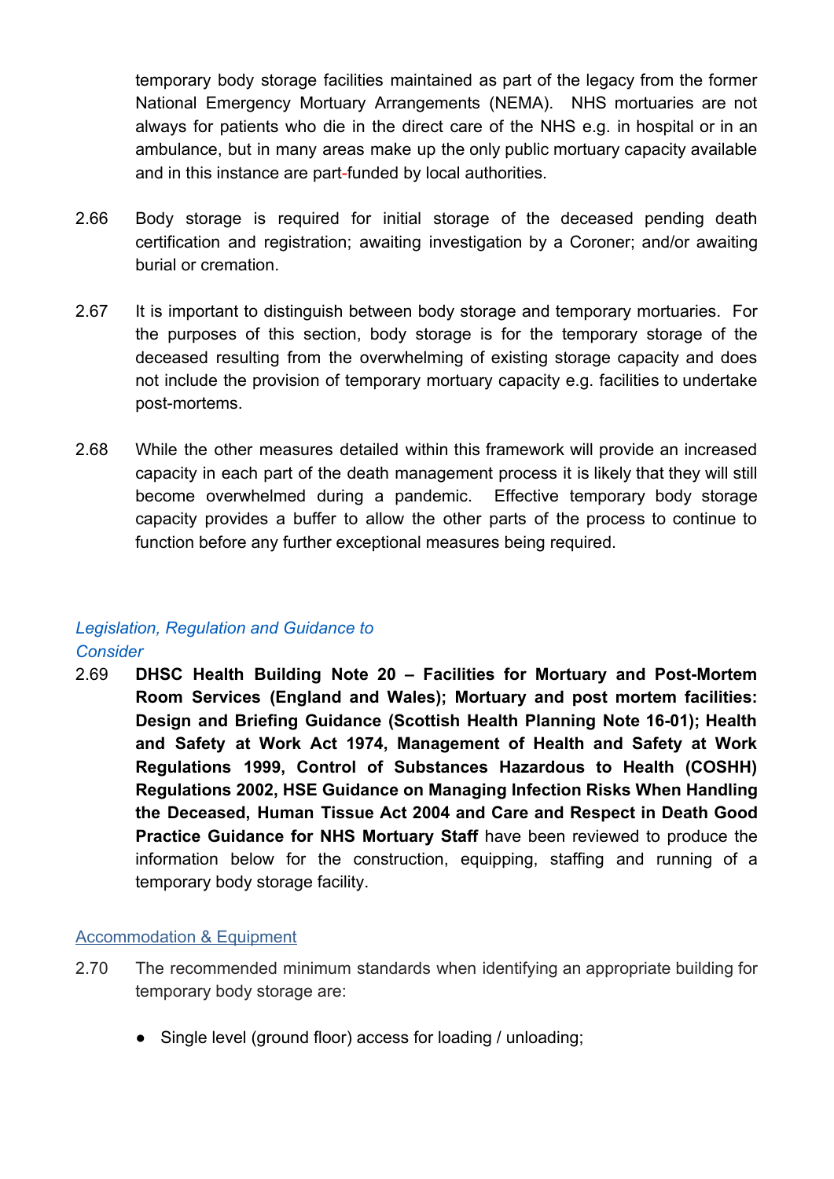temporary body storage facilities maintained as part of the legacy from the former National Emergency Mortuary Arrangements (NEMA). NHS mortuaries are not always for patients who die in the direct care of the NHS e.g. in hospital or in an ambulance, but in many areas make up the only public mortuary capacity available and in this instance are part-funded by local authorities.

2.66 Body storage is required for initial storage of the deceased pending death certification and registration; awaiting investigation by a Coroner; and/or awaiting burial or cremation.

2.67 It is important to distinguish between body storage and temporary mortuaries. For the purposes of this section, body storage is for the temporary storage of the deceased resulting from the overwhelming of existing storage capacity and does not include the provision of temporary mortuary capacity e.g. facilities to undertake post-mortems.

2.68 While the other measures detailed within this framework will provide an increased capacity in each part of the death management process it is likely that they will still become overwhelmed during a pandemic. Effective temporary body storage capacity provides a buffer to allow the other parts of the process to continue to function before any further exceptional measures being required.

### *Legislation, Regulation and Guidance to Consider*

2.69 **DHSC Health Building Note 20 – Facilities for Mortuary and Post-Mortem Room Services (England and Wales); Mortuary and post mortem facilities: Design and Briefing Guidance (Scottish Health Planning Note 16-01); Health and Safety at Work Act 1974, Management of Health and Safety at Work Regulations 1999, Control of Substances Hazardous to Health (COSHH) Regulations 2002, HSE Guidance on Managing Infection Risks When Handling the Deceased, Human Tissue Act 2004 and Care and Respect in Death Good Practice Guidance for NHS Mortuary Staff** have been reviewed to produce the information below for the construction, equipping, staffing and running of a temporary body storage facility.

### Accommodation & Equipment

2.70 The recommended minimum standards when identifying an appropriate building for temporary body storage are:

- Single level (ground floor) access for loading / unloading;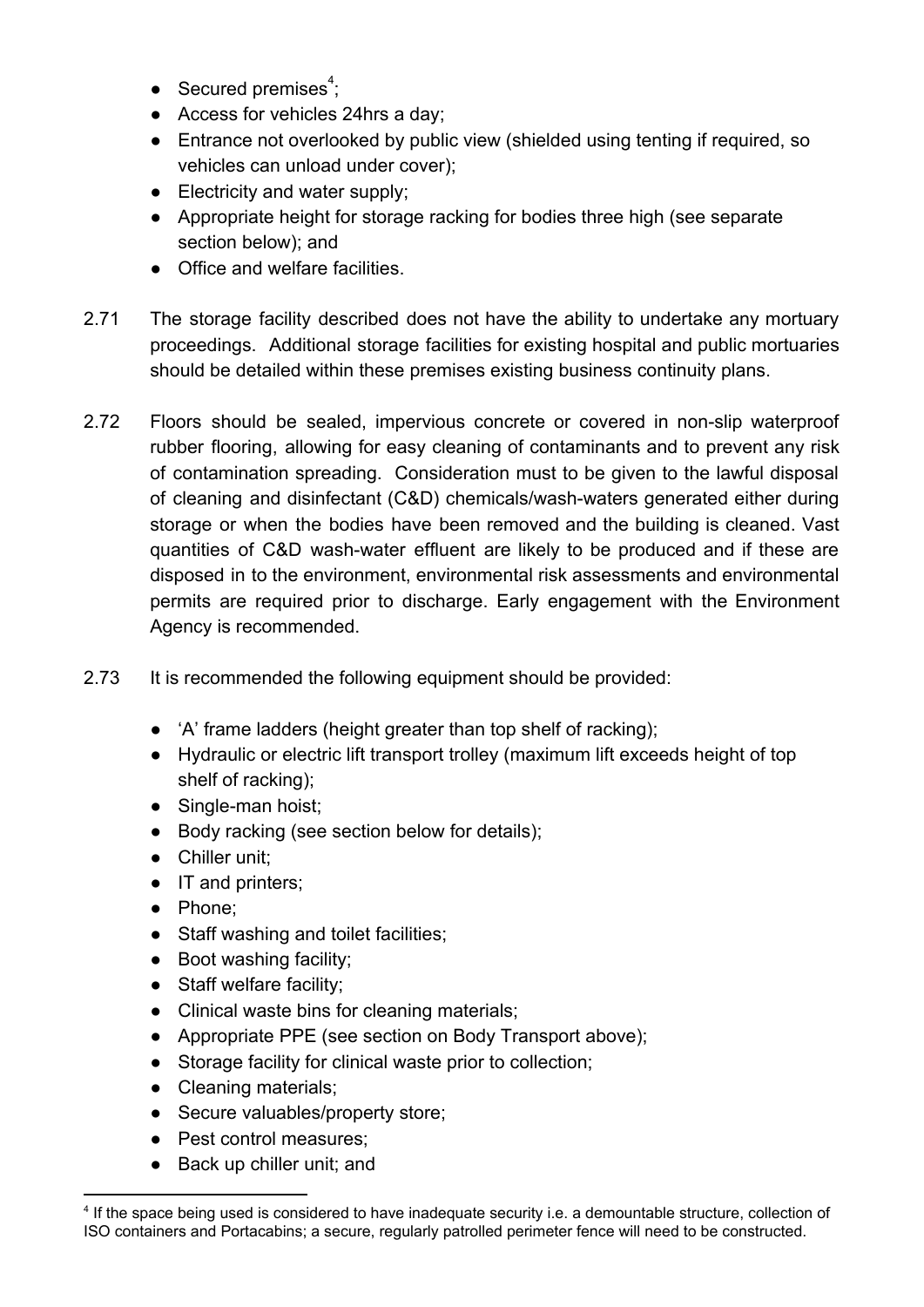- Secured premises[4];
- Access for vehicles 24hrs a day;
- Entrance not overlooked by public view (shielded using tenting if required, so vehicles can unload under cover);
- Electricity and water supply;
- Appropriate height for storage racking for bodies three high (see separate section below); and
- Office and welfare facilities.

2.71 The storage facility described does not have the ability to undertake any mortuary proceedings. Additional storage facilities for existing hospital and public mortuaries should be detailed within these premises existing business continuity plans.

2.72 Floors should be sealed, impervious concrete or covered in non-slip waterproof rubber flooring, allowing for easy cleaning of contaminants and to prevent any risk of contamination spreading. Consideration must to be given to the lawful disposal of cleaning and disinfectant (C&D) chemicals/wash-waters generated either during storage or when the bodies have been removed and the building is cleaned. Vast quantities of C&D wash-water effluent are likely to be produced and if these are disposed in to the environment, environmental risk assessments and environmental permits are required prior to discharge. Early engagement with the Environment Agency is recommended.

2.73 It is recommended the following equipment should be provided:

- 'A' frame ladders (height greater than top shelf of racking);
- Hydraulic or electric lift transport trolley (maximum lift exceeds height of top shelf of racking);
- Single-man hoist;
- Body racking (see section below for details);
- Chiller unit;
- IT and printers;
- Phone;
- Staff washing and toilet facilities;
- Boot washing facility;
- Staff welfare facility;
- Clinical waste bins for cleaning materials;
- Appropriate PPE (see section on Body Transport above);
- Storage facility for clinical waste prior to collection;
- Cleaning materials;
- Secure valuables/property store;
- Pest control measures;
- Back up chiller unit; and

[4] If the space being used is considered to have inadequate security i.e. a demountable structure, collection of ISO containers and Portacabins; a secure, regularly patrolled perimeter fence will need to be constructed.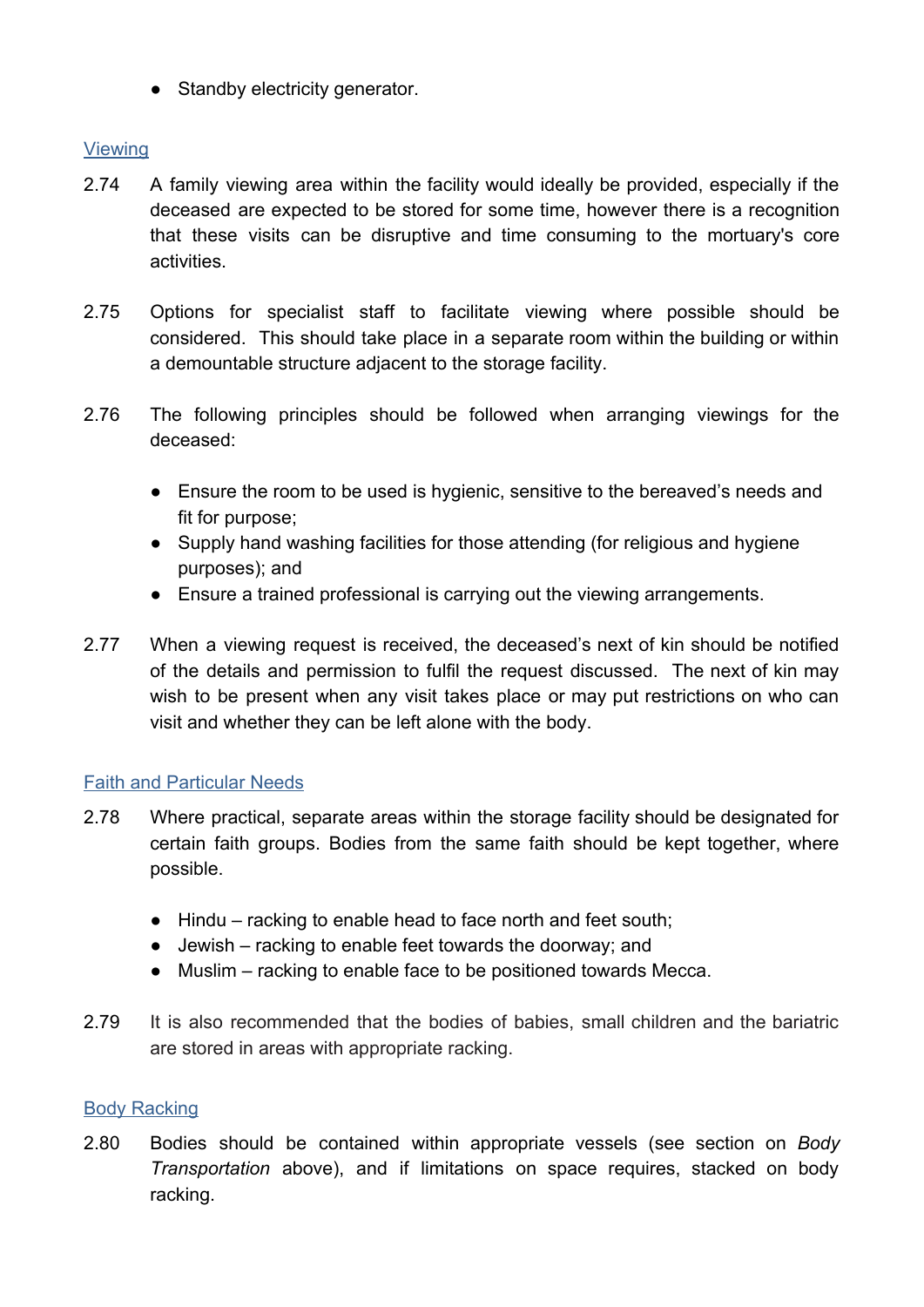- Standby electricity generator.

### Viewing

2.74 A family viewing area within the facility would ideally be provided, especially if the deceased are expected to be stored for some time, however there is a recognition that these visits can be disruptive and time consuming to the mortuary's core activities.

2.75 Options for specialist staff to facilitate viewing where possible should be considered. This should take place in a separate room within the building or within a demountable structure adjacent to the storage facility.

2.76 The following principles should be followed when arranging viewings for the deceased:

- Ensure the room to be used is hygienic, sensitive to the bereaved's needs and fit for purpose;
- Supply hand washing facilities for those attending (for religious and hygiene purposes); and
- Ensure a trained professional is carrying out the viewing arrangements.

2.77 When a viewing request is received, the deceased's next of kin should be notified of the details and permission to fulfil the request discussed. The next of kin may wish to be present when any visit takes place or may put restrictions on who can visit and whether they can be left alone with the body.

### Faith and Particular Needs

2.78 Where practical, separate areas within the storage facility should be designated for certain faith groups. Bodies from the same faith should be kept together, where possible.

- Hindu – racking to enable head to face north and feet south;
- Jewish – racking to enable feet towards the doorway; and
- Muslim – racking to enable face to be positioned towards Mecca.

2.79 It is also recommended that the bodies of babies, small children and the bariatric are stored in areas with appropriate racking.

### Body Racking

2.80 Bodies should be contained within appropriate vessels (see section on *Body Transportation* above), and if limitations on space requires, stacked on body racking.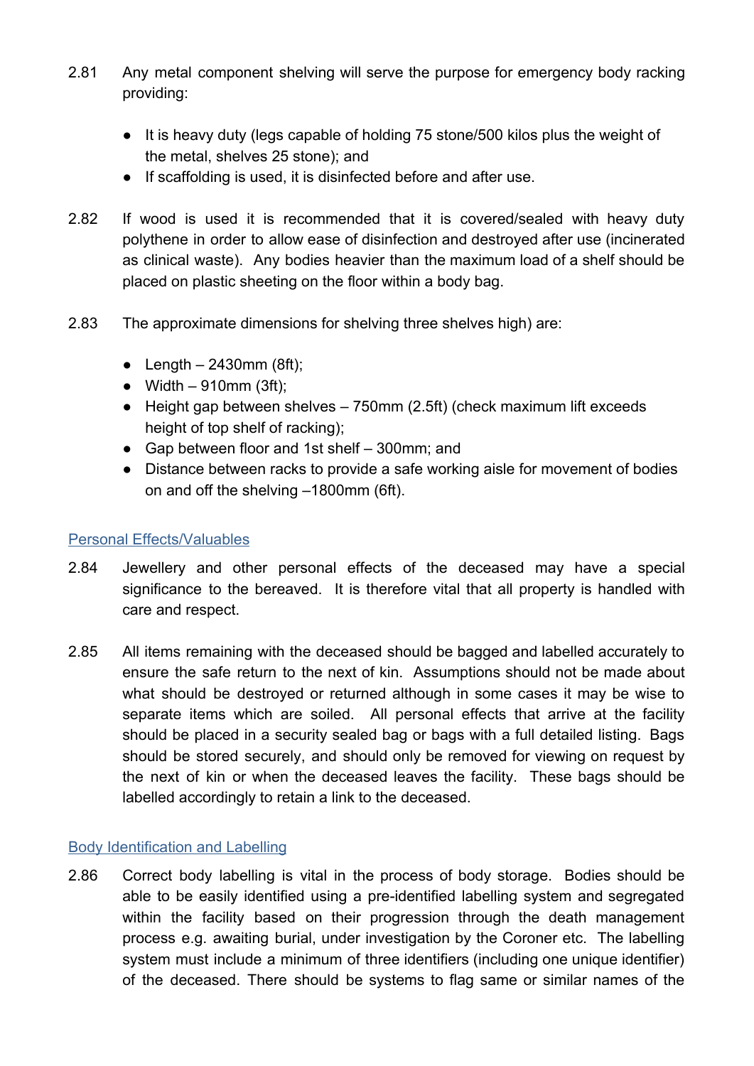2.81 Any metal component shelving will serve the purpose for emergency body racking providing:

- It is heavy duty (legs capable of holding 75 stone/500 kilos plus the weight of the metal, shelves 25 stone); and
- If scaffolding is used, it is disinfected before and after use.

2.82 If wood is used it is recommended that it is covered/sealed with heavy duty polythene in order to allow ease of disinfection and destroyed after use (incinerated as clinical waste). Any bodies heavier than the maximum load of a shelf should be placed on plastic sheeting on the floor within a body bag.

2.83 The approximate dimensions for shelving three shelves high) are:

- Length – 2430mm (8ft);
- Width – 910mm (3ft);
- Height gap between shelves – 750mm (2.5ft) (check maximum lift exceeds height of top shelf of racking);
- Gap between floor and 1st shelf – 300mm; and
- Distance between racks to provide a safe working aisle for movement of bodies on and off the shelving –1800mm (6ft).

## Personal Effects/Valuables

2.84 Jewellery and other personal effects of the deceased may have a special significance to the bereaved. It is therefore vital that all property is handled with care and respect.

2.85 All items remaining with the deceased should be bagged and labelled accurately to ensure the safe return to the next of kin. Assumptions should not be made about what should be destroyed or returned although in some cases it may be wise to separate items which are soiled. All personal effects that arrive at the facility should be placed in a security sealed bag or bags with a full detailed listing. Bags should be stored securely, and should only be removed for viewing on request by the next of kin or when the deceased leaves the facility. These bags should be labelled accordingly to retain a link to the deceased.

## Body Identification and Labelling

2.86 Correct body labelling is vital in the process of body storage. Bodies should be able to be easily identified using a pre-identified labelling system and segregated within the facility based on their progression through the death management process e.g. awaiting burial, under investigation by the Coroner etc. The labelling system must include a minimum of three identifiers (including one unique identifier) of the deceased. There should be systems to flag same or similar names of the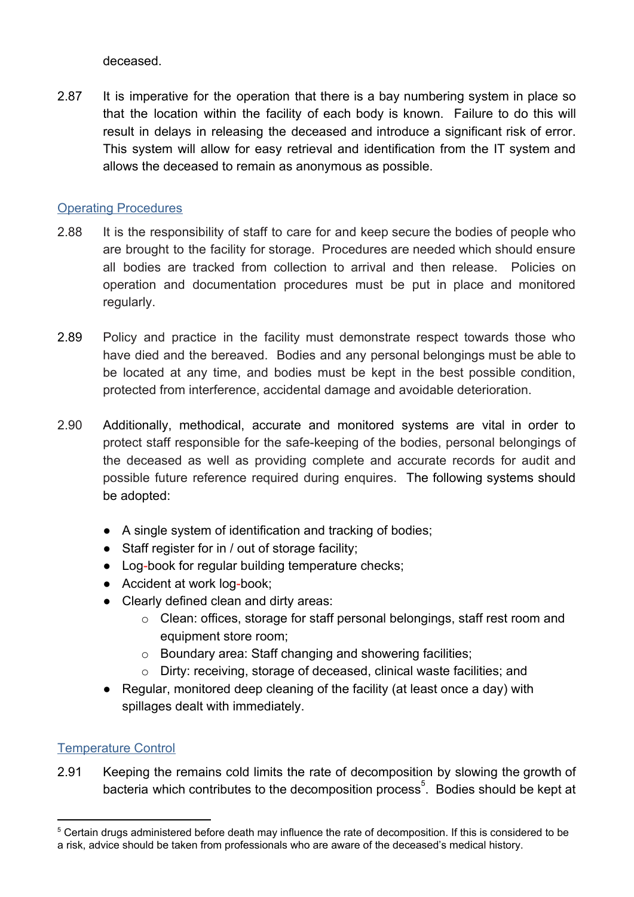deceased.

2.87 It is imperative for the operation that there is a bay numbering system in place so that the location within the facility of each body is known. Failure to do this will result in delays in releasing the deceased and introduce a significant risk of error. This system will allow for easy retrieval and identification from the IT system and allows the deceased to remain as anonymous as possible.

## Operating Procedures

2.88 It is the responsibility of staff to care for and keep secure the bodies of people who are brought to the facility for storage. Procedures are needed which should ensure all bodies are tracked from collection to arrival and then release. Policies on operation and documentation procedures must be put in place and monitored regularly.

2.89 Policy and practice in the facility must demonstrate respect towards those who have died and the bereaved. Bodies and any personal belongings must be able to be located at any time, and bodies must be kept in the best possible condition, protected from interference, accidental damage and avoidable deterioration.

2.90 Additionally, methodical, accurate and monitored systems are vital in order to protect staff responsible for the safe-keeping of the bodies, personal belongings of the deceased as well as providing complete and accurate records for audit and possible future reference required during enquires. The following systems should be adopted:

- A single system of identification and tracking of bodies;
- Staff register for in / out of storage facility;
- Log-book for regular building temperature checks;
- Accident at work log-book;
- Clearly defined clean and dirty areas:
  - Clean: offices, storage for staff personal belongings, staff rest room and equipment store room;
  - Boundary area: Staff changing and showering facilities;
  - Dirty: receiving, storage of deceased, clinical waste facilities; and
- Regular, monitored deep cleaning of the facility (at least once a day) with spillages dealt with immediately.

## Temperature Control

2.91 Keeping the remains cold limits the rate of decomposition by slowing the growth of bacteria which contributes to the decomposition process[5]. Bodies should be kept at

[5] Certain drugs administered before death may influence the rate of decomposition. If this is considered to be a risk, advice should be taken from professionals who are aware of the deceased's medical history.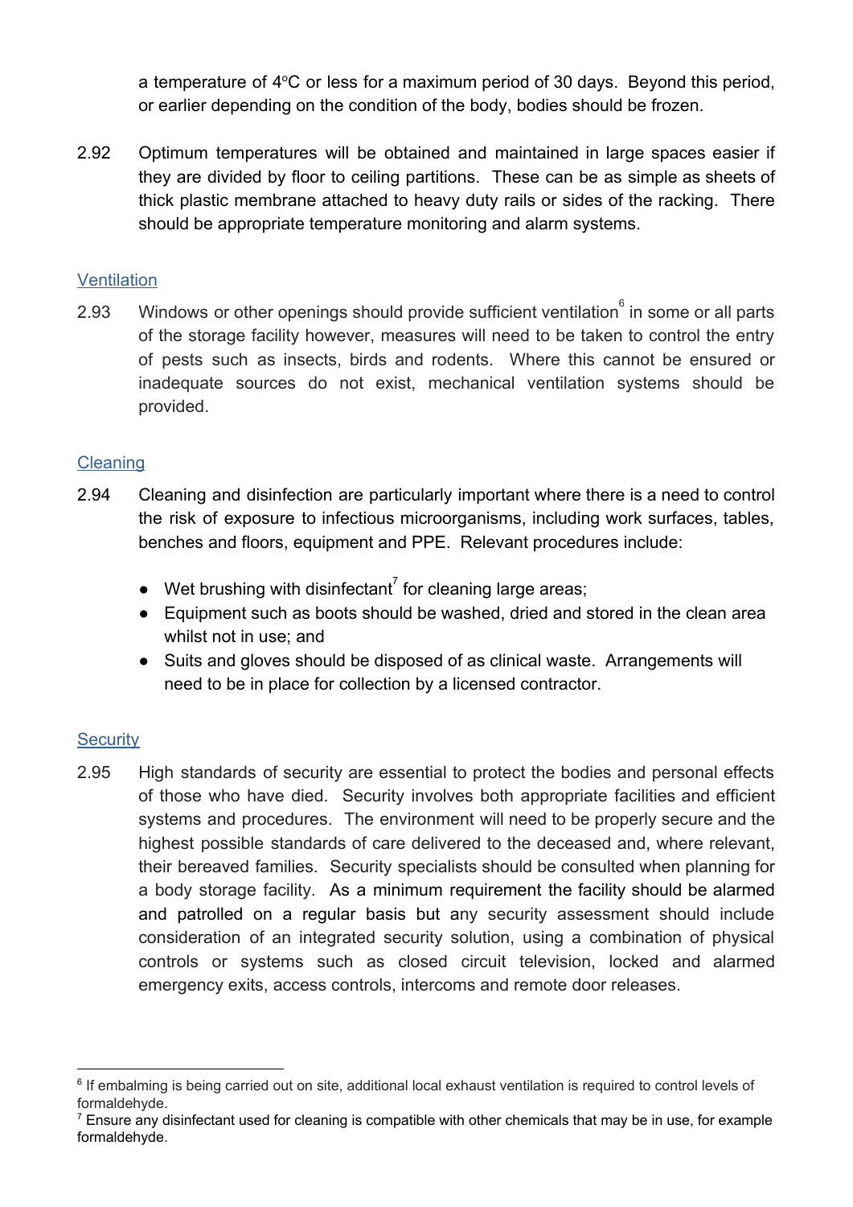a temperature of 4°C or less for a maximum period of 30 days. Beyond this period, or earlier depending on the condition of the body, bodies should be frozen.

2.92 Optimum temperatures will be obtained and maintained in large spaces easier if they are divided by floor to ceiling partitions. These can be as simple as sheets of thick plastic membrane attached to heavy duty rails or sides of the racking. There should be appropriate temperature monitoring and alarm systems.

## Ventilation

2.93 Windows or other openings should provide sufficient ventilation[6] in some or all parts of the storage facility however, measures will need to be taken to control the entry of pests such as insects, birds and rodents. Where this cannot be ensured or inadequate sources do not exist, mechanical ventilation systems should be provided.

## Cleaning

2.94 Cleaning and disinfection are particularly important where there is a need to control the risk of exposure to infectious microorganisms, including work surfaces, tables, benches and floors, equipment and PPE. Relevant procedures include:

- Wet brushing with disinfectant[7] for cleaning large areas;
- Equipment such as boots should be washed, dried and stored in the clean area whilst not in use; and
- Suits and gloves should be disposed of as clinical waste. Arrangements will need to be in place for collection by a licensed contractor.

## Security

2.95 High standards of security are essential to protect the bodies and personal effects of those who have died. Security involves both appropriate facilities and efficient systems and procedures. The environment will need to be properly secure and the highest possible standards of care delivered to the deceased and, where relevant, their bereaved families. Security specialists should be consulted when planning for a body storage facility. As a minimum requirement the facility should be alarmed and patrolled on a regular basis but any security assessment should include consideration of an integrated security solution, using a combination of physical controls or systems such as closed circuit television, locked and alarmed emergency exits, access controls, intercoms and remote door releases.

---

[6] If embalming is being carried out on site, additional local exhaust ventilation is required to control levels of formaldehyde.

[7] Ensure any disinfectant used for cleaning is compatible with other chemicals that may be in use, for example formaldehyde.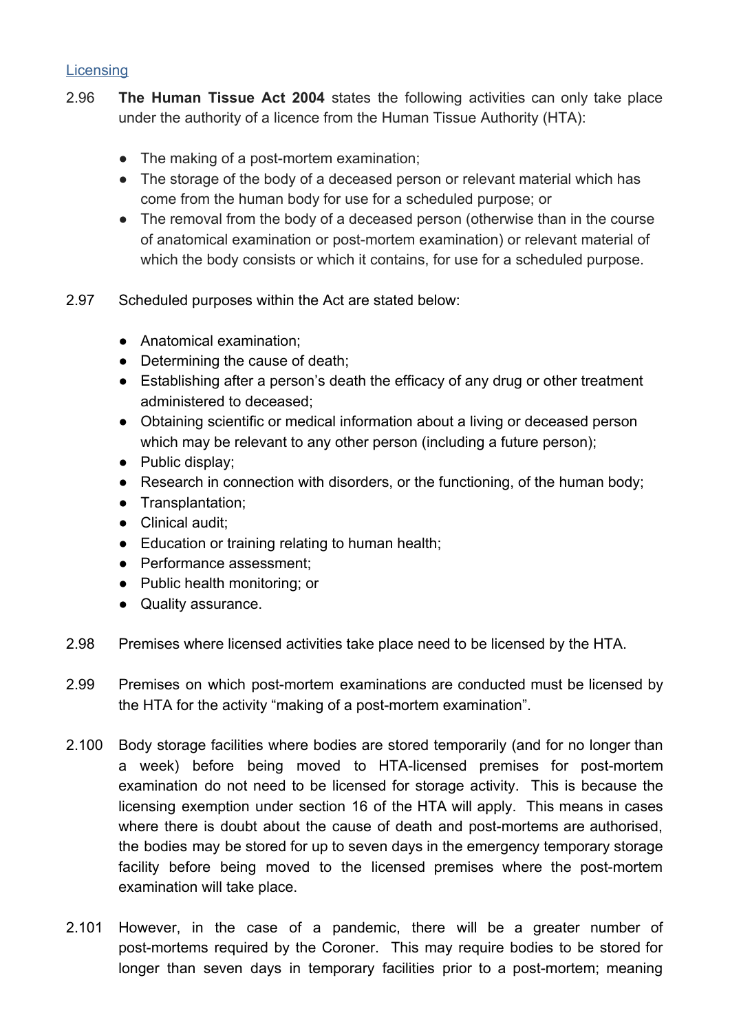Licensing

2.96 **The Human Tissue Act 2004** states the following activities can only take place under the authority of a licence from the Human Tissue Authority (HTA):

- The making of a post-mortem examination;
- The storage of the body of a deceased person or relevant material which has come from the human body for use for a scheduled purpose; or
- The removal from the body of a deceased person (otherwise than in the course of anatomical examination or post-mortem examination) or relevant material of which the body consists or which it contains, for use for a scheduled purpose.

2.97 Scheduled purposes within the Act are stated below:

- Anatomical examination;
- Determining the cause of death;
- Establishing after a person's death the efficacy of any drug or other treatment administered to deceased;
- Obtaining scientific or medical information about a living or deceased person which may be relevant to any other person (including a future person);
- Public display;
- Research in connection with disorders, or the functioning, of the human body;
- Transplantation;
- Clinical audit;
- Education or training relating to human health;
- Performance assessment;
- Public health monitoring; or
- Quality assurance.

2.98 Premises where licensed activities take place need to be licensed by the HTA.

2.99 Premises on which post-mortem examinations are conducted must be licensed by the HTA for the activity "making of a post-mortem examination".

2.100 Body storage facilities where bodies are stored temporarily (and for no longer than a week) before being moved to HTA-licensed premises for post-mortem examination do not need to be licensed for storage activity. This is because the licensing exemption under section 16 of the HTA will apply. This means in cases where there is doubt about the cause of death and post-mortems are authorised, the bodies may be stored for up to seven days in the emergency temporary storage facility before being moved to the licensed premises where the post-mortem examination will take place.

2.101 However, in the case of a pandemic, there will be a greater number of post-mortems required by the Coroner. This may require bodies to be stored for longer than seven days in temporary facilities prior to a post-mortem; meaning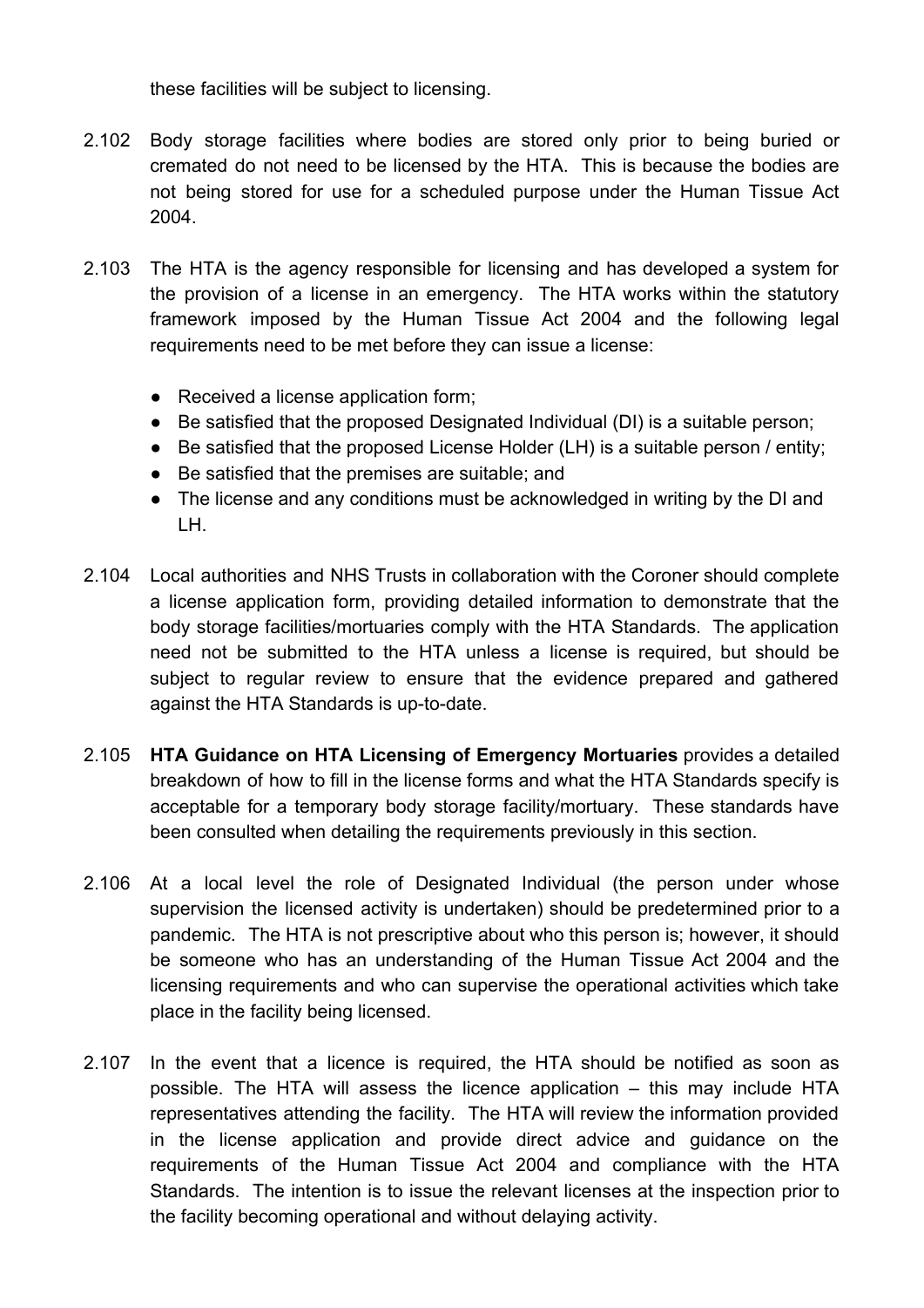these facilities will be subject to licensing.

2.102 Body storage facilities where bodies are stored only prior to being buried or cremated do not need to be licensed by the HTA. This is because the bodies are not being stored for use for a scheduled purpose under the Human Tissue Act 2004.

2.103 The HTA is the agency responsible for licensing and has developed a system for the provision of a license in an emergency. The HTA works within the statutory framework imposed by the Human Tissue Act 2004 and the following legal requirements need to be met before they can issue a license:

- Received a license application form;
- Be satisfied that the proposed Designated Individual (DI) is a suitable person;
- Be satisfied that the proposed License Holder (LH) is a suitable person / entity;
- Be satisfied that the premises are suitable; and
- The license and any conditions must be acknowledged in writing by the DI and LH.

2.104 Local authorities and NHS Trusts in collaboration with the Coroner should complete a license application form, providing detailed information to demonstrate that the body storage facilities/mortuaries comply with the HTA Standards. The application need not be submitted to the HTA unless a license is required, but should be subject to regular review to ensure that the evidence prepared and gathered against the HTA Standards is up-to-date.

2.105 **HTA Guidance on HTA Licensing of Emergency Mortuaries** provides a detailed breakdown of how to fill in the license forms and what the HTA Standards specify is acceptable for a temporary body storage facility/mortuary. These standards have been consulted when detailing the requirements previously in this section.

2.106 At a local level the role of Designated Individual (the person under whose supervision the licensed activity is undertaken) should be predetermined prior to a pandemic. The HTA is not prescriptive about who this person is; however, it should be someone who has an understanding of the Human Tissue Act 2004 and the licensing requirements and who can supervise the operational activities which take place in the facility being licensed.

2.107 In the event that a licence is required, the HTA should be notified as soon as possible. The HTA will assess the licence application – this may include HTA representatives attending the facility. The HTA will review the information provided in the license application and provide direct advice and guidance on the requirements of the Human Tissue Act 2004 and compliance with the HTA Standards. The intention is to issue the relevant licenses at the inspection prior to the facility becoming operational and without delaying activity.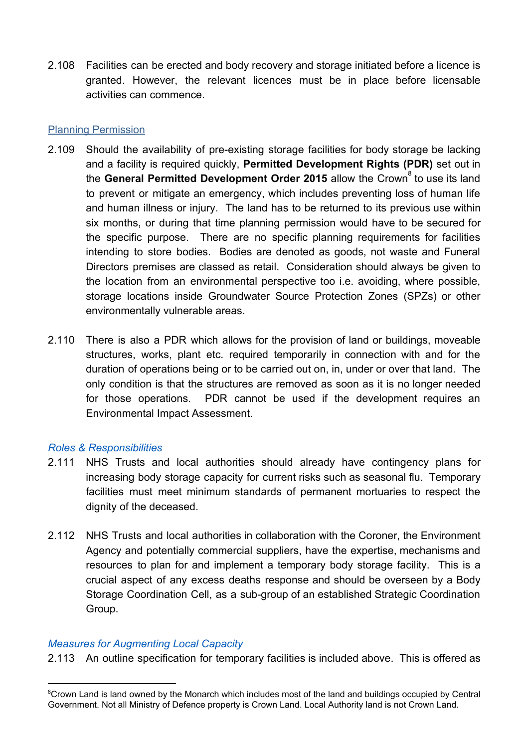2.108 Facilities can be erected and body recovery and storage initiated before a licence is granted. However, the relevant licences must be in place before licensable activities can commence.

### Planning Permission

2.109 Should the availability of pre-existing storage facilities for body storage be lacking and a facility is required quickly, **Permitted Development Rights (PDR)** set out in the **General Permitted Development Order 2015** allow the Crown[8] to use its land to prevent or mitigate an emergency, which includes preventing loss of human life and human illness or injury. The land has to be returned to its previous use within six months, or during that time planning permission would have to be secured for the specific purpose. There are no specific planning requirements for facilities intending to store bodies. Bodies are denoted as goods, not waste and Funeral Directors premises are classed as retail. Consideration should always be given to the location from an environmental perspective too i.e. avoiding, where possible, storage locations inside Groundwater Source Protection Zones (SPZs) or other environmentally vulnerable areas.

2.110 There is also a PDR which allows for the provision of land or buildings, moveable structures, works, plant etc. required temporarily in connection with and for the duration of operations being or to be carried out on, in, under or over that land. The only condition is that the structures are removed as soon as it is no longer needed for those operations. PDR cannot be used if the development requires an Environmental Impact Assessment.

### *Roles & Responsibilities*

2.111 NHS Trusts and local authorities should already have contingency plans for increasing body storage capacity for current risks such as seasonal flu. Temporary facilities must meet minimum standards of permanent mortuaries to respect the dignity of the deceased.

2.112 NHS Trusts and local authorities in collaboration with the Coroner, the Environment Agency and potentially commercial suppliers, have the expertise, mechanisms and resources to plan for and implement a temporary body storage facility. This is a crucial aspect of any excess deaths response and should be overseen by a Body Storage Coordination Cell, as a sub-group of an established Strategic Coordination Group.

### *Measures for Augmenting Local Capacity*

2.113 An outline specification for temporary facilities is included above. This is offered as

---

[8] Crown Land is land owned by the Monarch which includes most of the land and buildings occupied by Central Government. Not all Ministry of Defence property is Crown Land. Local Authority land is not Crown Land.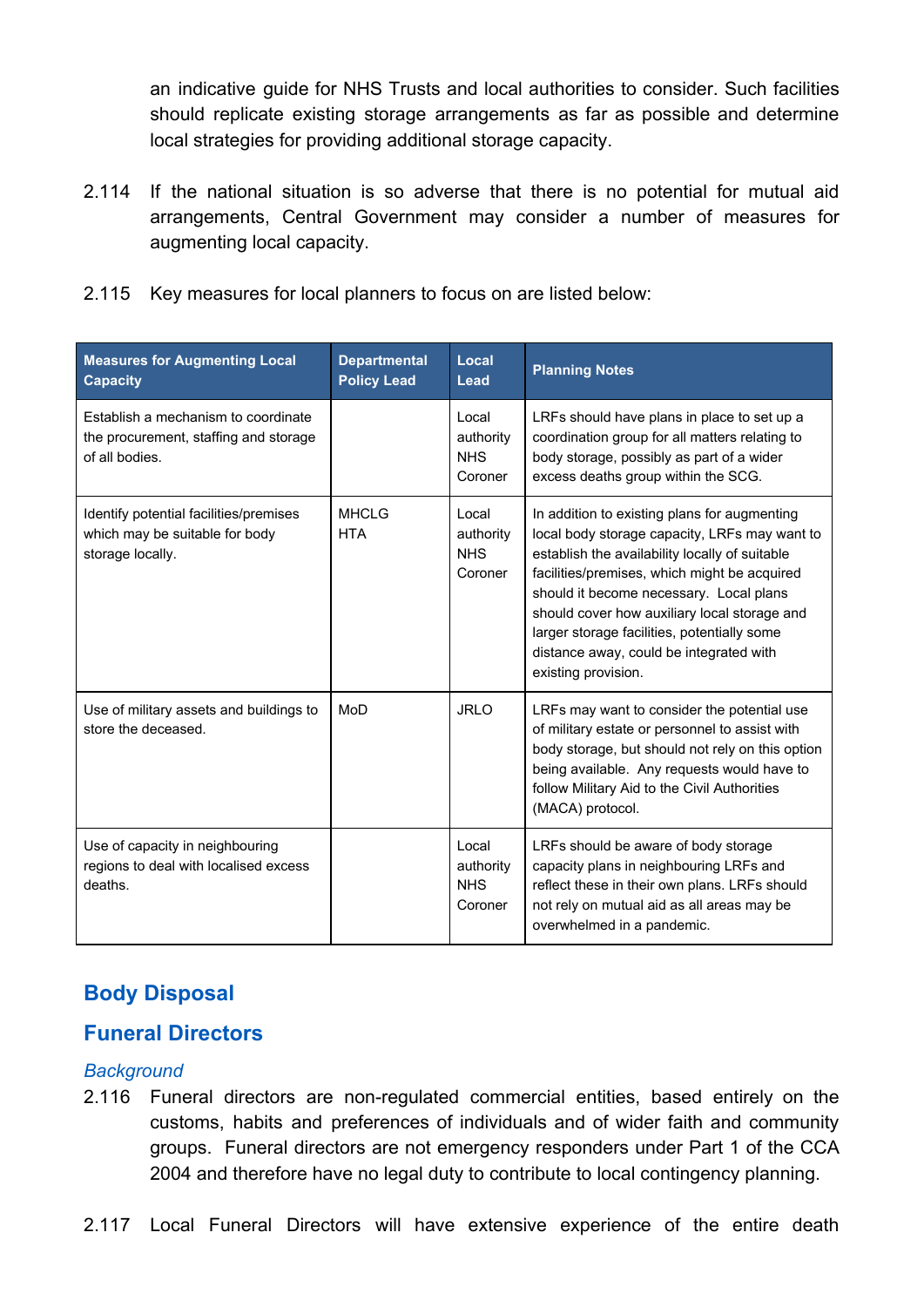an indicative guide for NHS Trusts and local authorities to consider. Such facilities should replicate existing storage arrangements as far as possible and determine local strategies for providing additional storage capacity.

2.114 If the national situation is so adverse that there is no potential for mutual aid arrangements, Central Government may consider a number of measures for augmenting local capacity.

2.115 Key measures for local planners to focus on are listed below:

| Measures for Augmenting Local Capacity | Departmental Policy Lead | Local Lead | Planning Notes |
|---|---|---|---|
| Establish a mechanism to coordinate the procurement, staffing and storage of all bodies. | | Local authority NHS Coroner | LRFs should have plans in place to set up a coordination group for all matters relating to body storage, possibly as part of a wider excess deaths group within the SCG. |
| Identify potential facilities/premises which may be suitable for body storage locally. | MHCLG HTA | Local authority NHS Coroner | In addition to existing plans for augmenting local body storage capacity, LRFs may want to establish the availability locally of suitable facilities/premises, which might be acquired should it become necessary. Local plans should cover how auxiliary local storage and larger storage facilities, potentially some distance away, could be integrated with existing provision. |
| Use of military assets and buildings to store the deceased. | MoD | JRLO | LRFs may want to consider the potential use of military estate or personnel to assist with body storage, but should not rely on this option being available. Any requests would have to follow Military Aid to the Civil Authorities (MACA) protocol. |
| Use of capacity in neighbouring regions to deal with localised excess deaths. | | Local authority NHS Coroner | LRFs should be aware of body storage capacity plans in neighbouring LRFs and reflect these in their own plans. LRFs should not rely on mutual aid as all areas may be overwhelmed in a pandemic. |

## Body Disposal

## Funeral Directors

*Background*

2.116 Funeral directors are non-regulated commercial entities, based entirely on the customs, habits and preferences of individuals and of wider faith and community groups. Funeral directors are not emergency responders under Part 1 of the CCA 2004 and therefore have no legal duty to contribute to local contingency planning.

2.117 Local Funeral Directors will have extensive experience of the entire death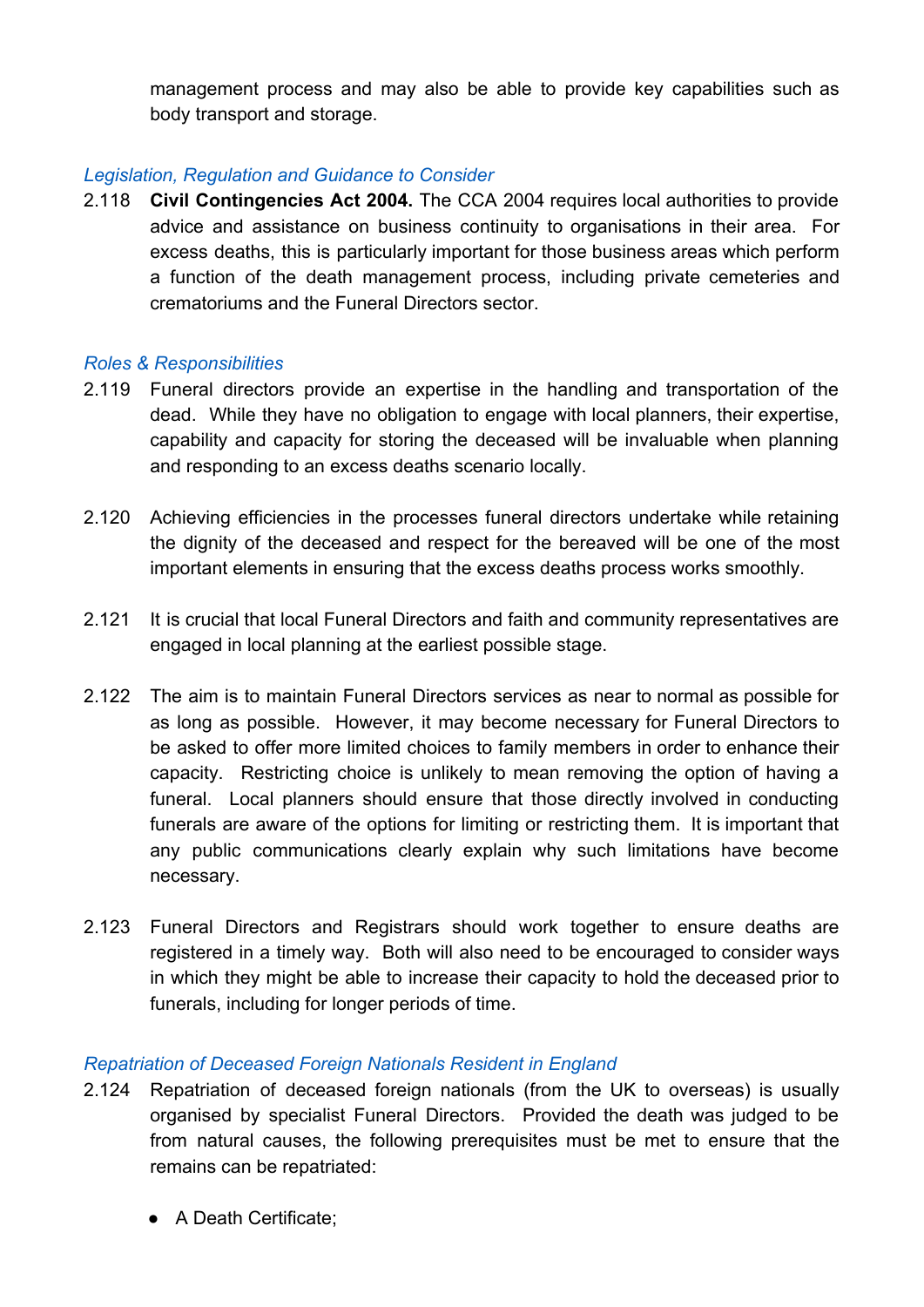management process and may also be able to provide key capabilities such as body transport and storage.

### *Legislation, Regulation and Guidance to Consider*

2.118 **Civil Contingencies Act 2004.** The CCA 2004 requires local authorities to provide advice and assistance on business continuity to organisations in their area. For excess deaths, this is particularly important for those business areas which perform a function of the death management process, including private cemeteries and crematoriums and the Funeral Directors sector.

### *Roles & Responsibilities*

2.119 Funeral directors provide an expertise in the handling and transportation of the dead. While they have no obligation to engage with local planners, their expertise, capability and capacity for storing the deceased will be invaluable when planning and responding to an excess deaths scenario locally.

2.120 Achieving efficiencies in the processes funeral directors undertake while retaining the dignity of the deceased and respect for the bereaved will be one of the most important elements in ensuring that the excess deaths process works smoothly.

2.121 It is crucial that local Funeral Directors and faith and community representatives are engaged in local planning at the earliest possible stage.

2.122 The aim is to maintain Funeral Directors services as near to normal as possible for as long as possible. However, it may become necessary for Funeral Directors to be asked to offer more limited choices to family members in order to enhance their capacity. Restricting choice is unlikely to mean removing the option of having a funeral. Local planners should ensure that those directly involved in conducting funerals are aware of the options for limiting or restricting them. It is important that any public communications clearly explain why such limitations have become necessary.

2.123 Funeral Directors and Registrars should work together to ensure deaths are registered in a timely way. Both will also need to be encouraged to consider ways in which they might be able to increase their capacity to hold the deceased prior to funerals, including for longer periods of time.

### *Repatriation of Deceased Foreign Nationals Resident in England*

2.124 Repatriation of deceased foreign nationals (from the UK to overseas) is usually organised by specialist Funeral Directors. Provided the death was judged to be from natural causes, the following prerequisites must be met to ensure that the remains can be repatriated:

- A Death Certificate;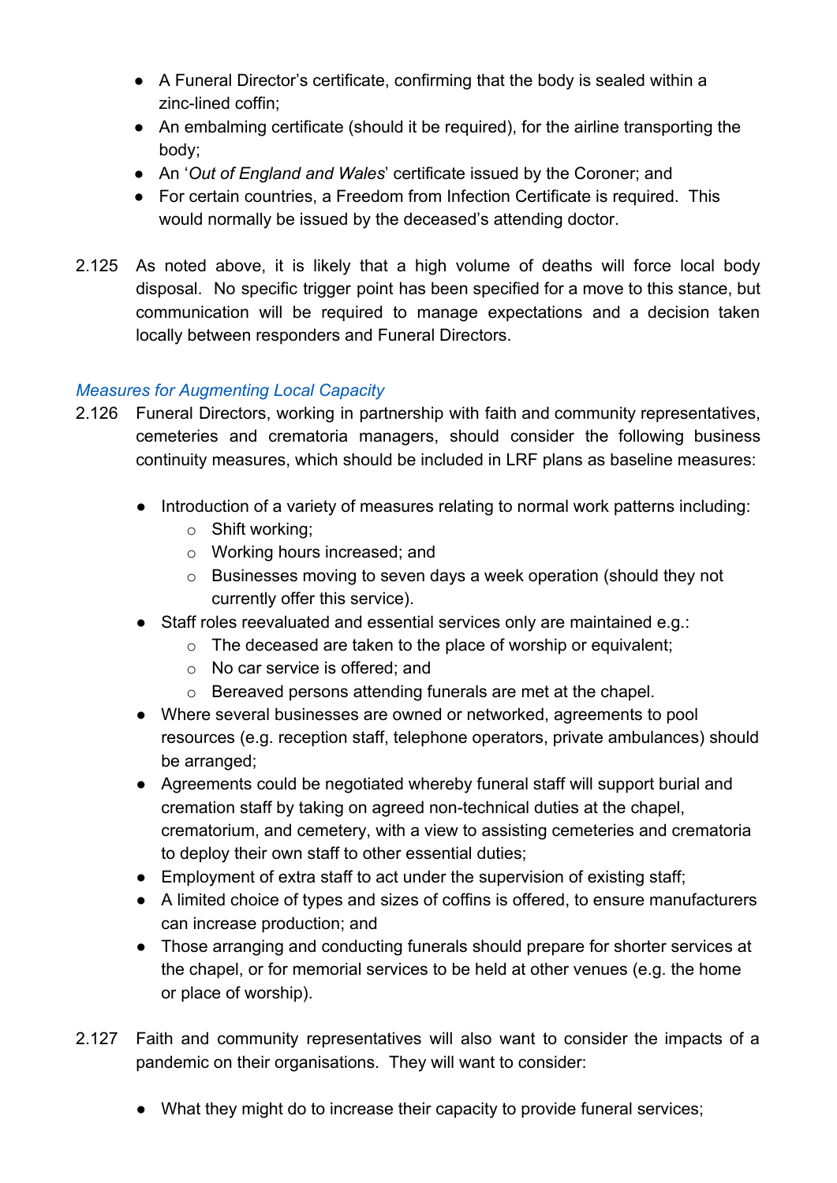- A Funeral Director's certificate, confirming that the body is sealed within a zinc-lined coffin;
- An embalming certificate (should it be required), for the airline transporting the body;
- An '*Out of England and Wales*' certificate issued by the Coroner; and
- For certain countries, a Freedom from Infection Certificate is required. This would normally be issued by the deceased's attending doctor.

2.125 As noted above, it is likely that a high volume of deaths will force local body disposal. No specific trigger point has been specified for a move to this stance, but communication will be required to manage expectations and a decision taken locally between responders and Funeral Directors.

### *Measures for Augmenting Local Capacity*

2.126 Funeral Directors, working in partnership with faith and community representatives, cemeteries and crematoria managers, should consider the following business continuity measures, which should be included in LRF plans as baseline measures:

- Introduction of a variety of measures relating to normal work patterns including:
  - Shift working;
  - Working hours increased; and
  - Businesses moving to seven days a week operation (should they not currently offer this service).
- Staff roles reevaluated and essential services only are maintained e.g.:
  - The deceased are taken to the place of worship or equivalent;
  - No car service is offered; and
  - Bereaved persons attending funerals are met at the chapel.
- Where several businesses are owned or networked, agreements to pool resources (e.g. reception staff, telephone operators, private ambulances) should be arranged;
- Agreements could be negotiated whereby funeral staff will support burial and cremation staff by taking on agreed non-technical duties at the chapel, crematorium, and cemetery, with a view to assisting cemeteries and crematoria to deploy their own staff to other essential duties;
- Employment of extra staff to act under the supervision of existing staff;
- A limited choice of types and sizes of coffins is offered, to ensure manufacturers can increase production; and
- Those arranging and conducting funerals should prepare for shorter services at the chapel, or for memorial services to be held at other venues (e.g. the home or place of worship).

2.127 Faith and community representatives will also want to consider the impacts of a pandemic on their organisations. They will want to consider:

- What they might do to increase their capacity to provide funeral services;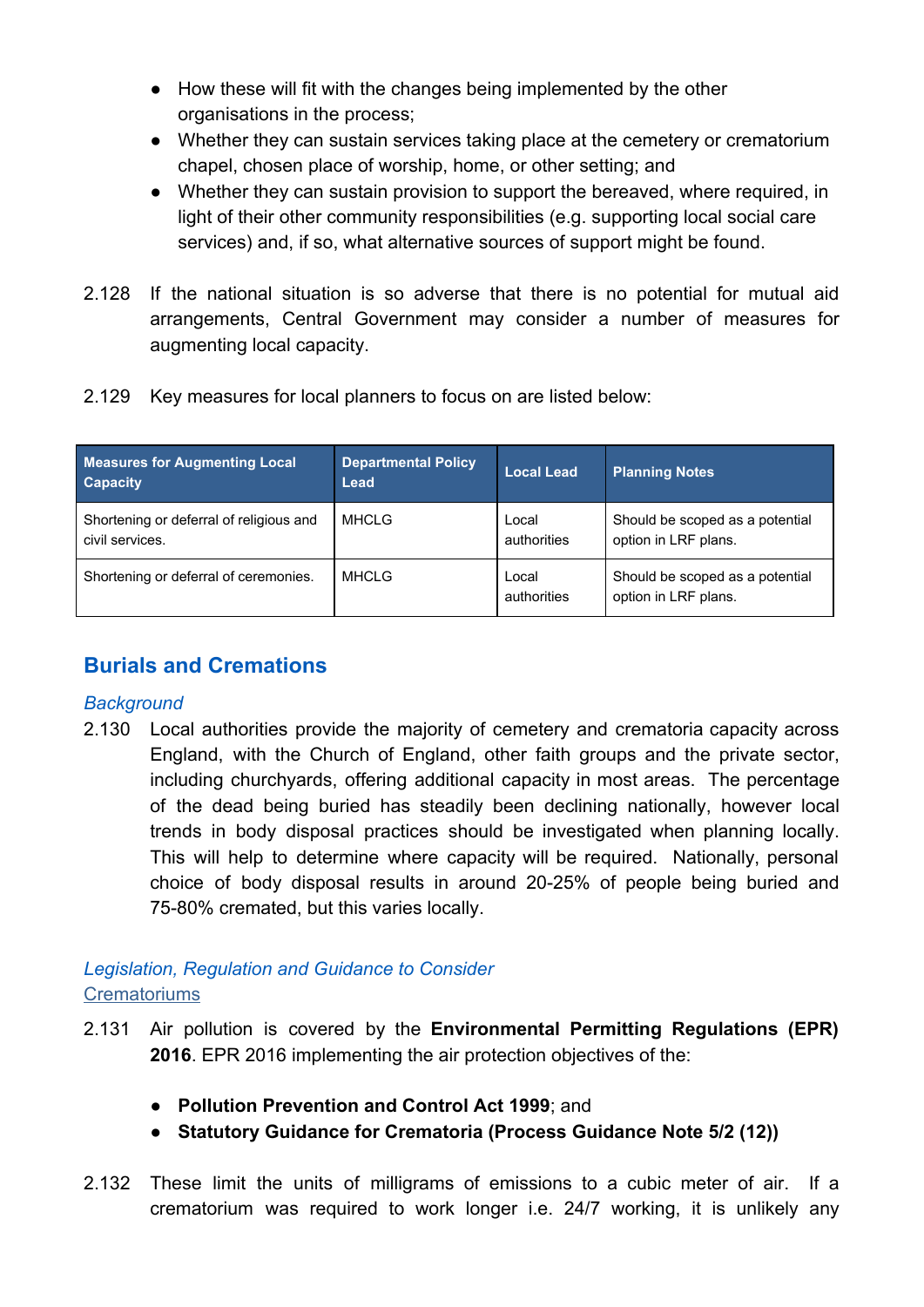- How these will fit with the changes being implemented by the other organisations in the process;
- Whether they can sustain services taking place at the cemetery or crematorium chapel, chosen place of worship, home, or other setting; and
- Whether they can sustain provision to support the bereaved, where required, in light of their other community responsibilities (e.g. supporting local social care services) and, if so, what alternative sources of support might be found.

2.128 If the national situation is so adverse that there is no potential for mutual aid arrangements, Central Government may consider a number of measures for augmenting local capacity.

2.129 Key measures for local planners to focus on are listed below:

| Measures for Augmenting Local Capacity | Departmental Policy Lead | Local Lead | Planning Notes |
|---|---|---|---|
| Shortening or deferral of religious and civil services. | MHCLG | Local authorities | Should be scoped as a potential option in LRF plans. |
| Shortening or deferral of ceremonies. | MHCLG | Local authorities | Should be scoped as a potential option in LRF plans. |

## Burials and Cremations

*Background*

2.130 Local authorities provide the majority of cemetery and crematoria capacity across England, with the Church of England, other faith groups and the private sector, including churchyards, offering additional capacity in most areas. The percentage of the dead being buried has steadily been declining nationally, however local trends in body disposal practices should be investigated when planning locally. This will help to determine where capacity will be required. Nationally, personal choice of body disposal results in around 20-25% of people being buried and 75-80% cremated, but this varies locally.

*Legislation, Regulation and Guidance to Consider*

Crematoriums

2.131 Air pollution is covered by the **Environmental Permitting Regulations (EPR) 2016**. EPR 2016 implementing the air protection objectives of the:

- **Pollution Prevention and Control Act 1999**; and
- **Statutory Guidance for Crematoria (Process Guidance Note 5/2 (12))**

2.132 These limit the units of milligrams of emissions to a cubic meter of air. If a crematorium was required to work longer i.e. 24/7 working, it is unlikely any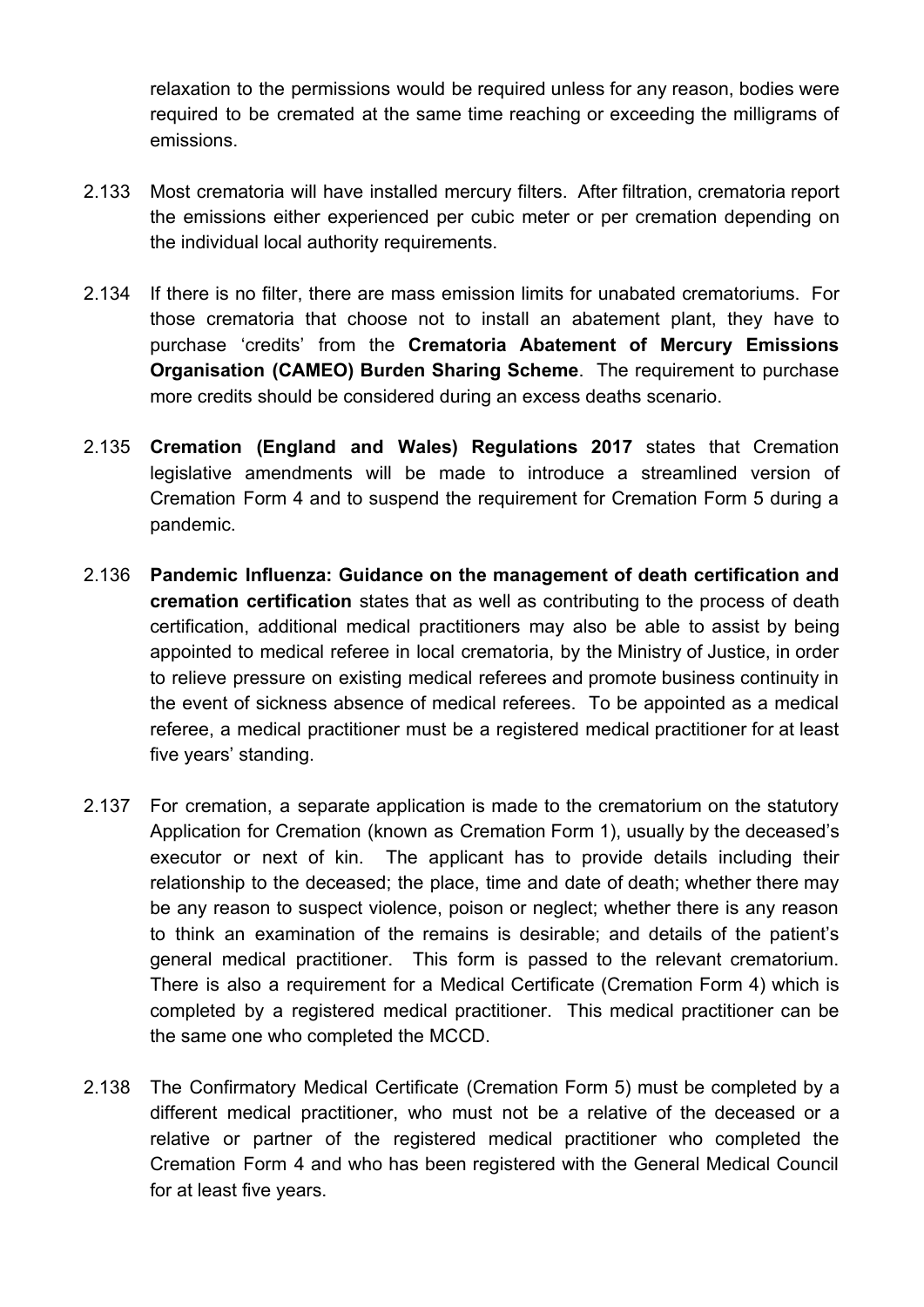relaxation to the permissions would be required unless for any reason, bodies were required to be cremated at the same time reaching or exceeding the milligrams of emissions.

2.133 Most crematoria will have installed mercury filters. After filtration, crematoria report the emissions either experienced per cubic meter or per cremation depending on the individual local authority requirements.

2.134 If there is no filter, there are mass emission limits for unabated crematoriums. For those crematoria that choose not to install an abatement plant, they have to purchase 'credits' from the **Crematoria Abatement of Mercury Emissions Organisation (CAMEO) Burden Sharing Scheme**. The requirement to purchase more credits should be considered during an excess deaths scenario.

2.135 **Cremation (England and Wales) Regulations 2017** states that Cremation legislative amendments will be made to introduce a streamlined version of Cremation Form 4 and to suspend the requirement for Cremation Form 5 during a pandemic.

2.136 **Pandemic Influenza: Guidance on the management of death certification and cremation certification** states that as well as contributing to the process of death certification, additional medical practitioners may also be able to assist by being appointed to medical referee in local crematoria, by the Ministry of Justice, in order to relieve pressure on existing medical referees and promote business continuity in the event of sickness absence of medical referees. To be appointed as a medical referee, a medical practitioner must be a registered medical practitioner for at least five years' standing.

2.137 For cremation, a separate application is made to the crematorium on the statutory Application for Cremation (known as Cremation Form 1), usually by the deceased's executor or next of kin. The applicant has to provide details including their relationship to the deceased; the place, time and date of death; whether there may be any reason to suspect violence, poison or neglect; whether there is any reason to think an examination of the remains is desirable; and details of the patient's general medical practitioner. This form is passed to the relevant crematorium. There is also a requirement for a Medical Certificate (Cremation Form 4) which is completed by a registered medical practitioner. This medical practitioner can be the same one who completed the MCCD.

2.138 The Confirmatory Medical Certificate (Cremation Form 5) must be completed by a different medical practitioner, who must not be a relative of the deceased or a relative or partner of the registered medical practitioner who completed the Cremation Form 4 and who has been registered with the General Medical Council for at least five years.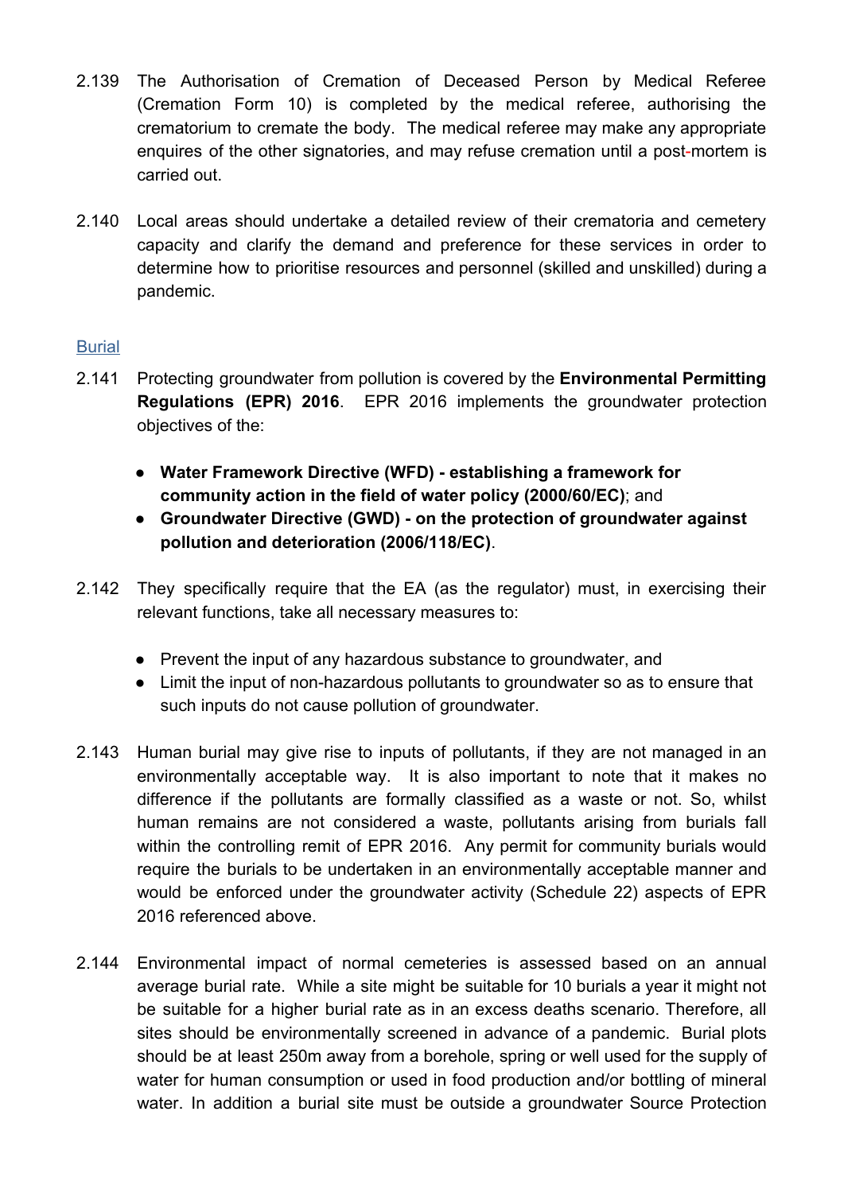2.139 The Authorisation of Cremation of Deceased Person by Medical Referee (Cremation Form 10) is completed by the medical referee, authorising the crematorium to cremate the body. The medical referee may make any appropriate enquires of the other signatories, and may refuse cremation until a post-mortem is carried out.

2.140 Local areas should undertake a detailed review of their crematoria and cemetery capacity and clarify the demand and preference for these services in order to determine how to prioritise resources and personnel (skilled and unskilled) during a pandemic.

## Burial

2.141 Protecting groundwater from pollution is covered by the **Environmental Permitting Regulations (EPR) 2016**. EPR 2016 implements the groundwater protection objectives of the:

- **Water Framework Directive (WFD) - establishing a framework for community action in the field of water policy (2000/60/EC)**; and
- **Groundwater Directive (GWD) - on the protection of groundwater against pollution and deterioration (2006/118/EC)**.

2.142 They specifically require that the EA (as the regulator) must, in exercising their relevant functions, take all necessary measures to:

- Prevent the input of any hazardous substance to groundwater, and
- Limit the input of non-hazardous pollutants to groundwater so as to ensure that such inputs do not cause pollution of groundwater.

2.143 Human burial may give rise to inputs of pollutants, if they are not managed in an environmentally acceptable way. It is also important to note that it makes no difference if the pollutants are formally classified as a waste or not. So, whilst human remains are not considered a waste, pollutants arising from burials fall within the controlling remit of EPR 2016. Any permit for community burials would require the burials to be undertaken in an environmentally acceptable manner and would be enforced under the groundwater activity (Schedule 22) aspects of EPR 2016 referenced above.

2.144 Environmental impact of normal cemeteries is assessed based on an annual average burial rate. While a site might be suitable for 10 burials a year it might not be suitable for a higher burial rate as in an excess deaths scenario. Therefore, all sites should be environmentally screened in advance of a pandemic. Burial plots should be at least 250m away from a borehole, spring or well used for the supply of water for human consumption or used in food production and/or bottling of mineral water. In addition a burial site must be outside a groundwater Source Protection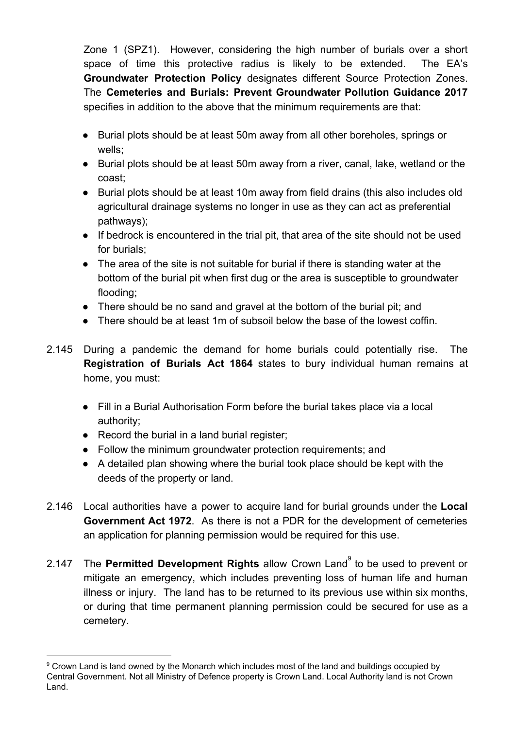Zone 1 (SPZ1). However, considering the high number of burials over a short space of time this protective radius is likely to be extended. The EA's **Groundwater Protection Policy** designates different Source Protection Zones. The **Cemeteries and Burials: Prevent Groundwater Pollution Guidance 2017** specifies in addition to the above that the minimum requirements are that:

- Burial plots should be at least 50m away from all other boreholes, springs or wells;
- Burial plots should be at least 50m away from a river, canal, lake, wetland or the coast;
- Burial plots should be at least 10m away from field drains (this also includes old agricultural drainage systems no longer in use as they can act as preferential pathways);
- If bedrock is encountered in the trial pit, that area of the site should not be used for burials;
- The area of the site is not suitable for burial if there is standing water at the bottom of the burial pit when first dug or the area is susceptible to groundwater flooding;
- There should be no sand and gravel at the bottom of the burial pit; and
- There should be at least 1m of subsoil below the base of the lowest coffin.

2.145 During a pandemic the demand for home burials could potentially rise. The **Registration of Burials Act 1864** states to bury individual human remains at home, you must:

- Fill in a Burial Authorisation Form before the burial takes place via a local authority;
- Record the burial in a land burial register;
- Follow the minimum groundwater protection requirements; and
- A detailed plan showing where the burial took place should be kept with the deeds of the property or land.

2.146 Local authorities have a power to acquire land for burial grounds under the **Local Government Act 1972**. As there is not a PDR for the development of cemeteries an application for planning permission would be required for this use.

2.147 The **Permitted Development Rights** allow Crown Land[9] to be used to prevent or mitigate an emergency, which includes preventing loss of human life and human illness or injury. The land has to be returned to its previous use within six months, or during that time permanent planning permission could be secured for use as a cemetery.

---

[9] Crown Land is land owned by the Monarch which includes most of the land and buildings occupied by Central Government. Not all Ministry of Defence property is Crown Land. Local Authority land is not Crown Land.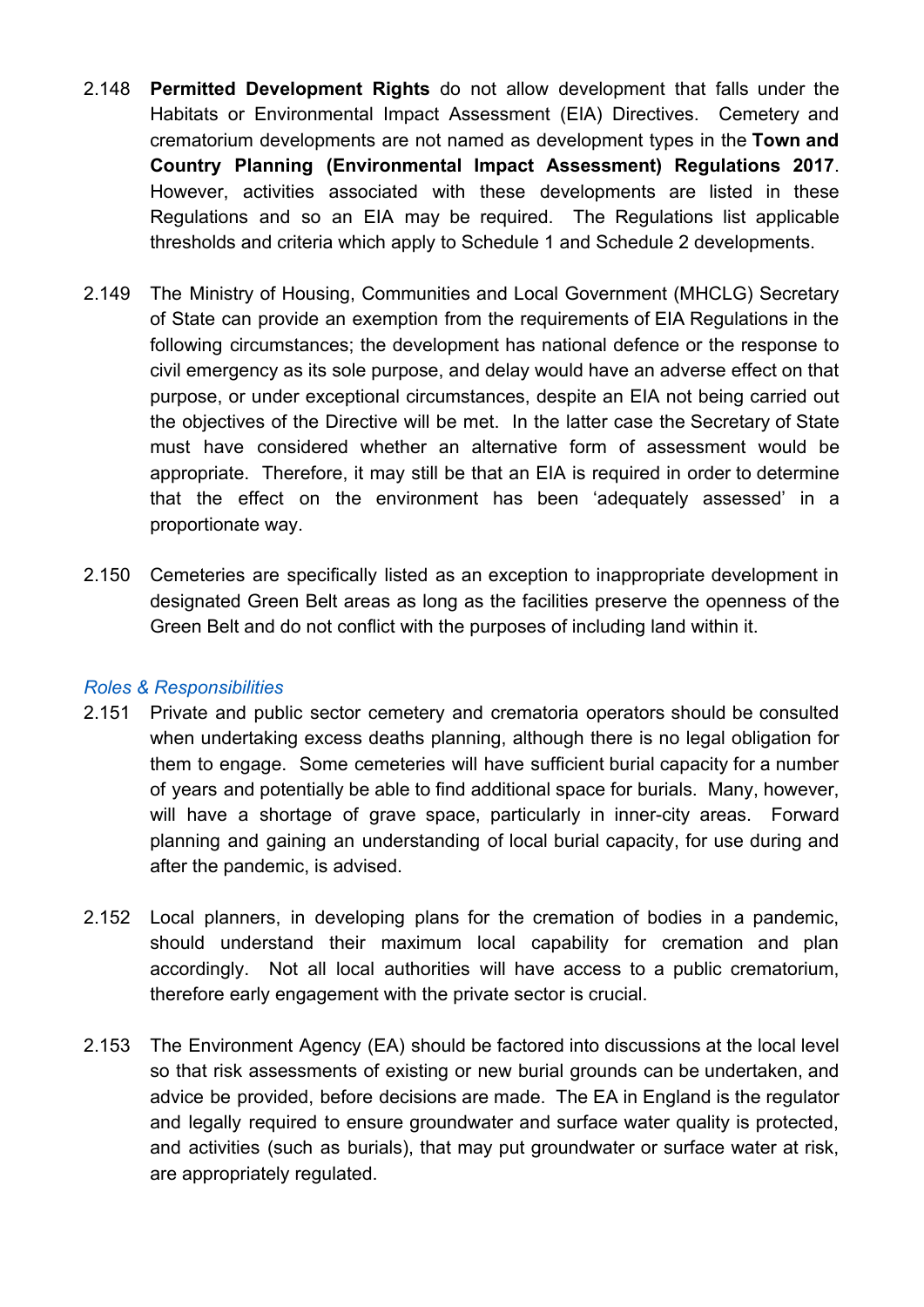2.148 **Permitted Development Rights** do not allow development that falls under the Habitats or Environmental Impact Assessment (EIA) Directives. Cemetery and crematorium developments are not named as development types in the **Town and Country Planning (Environmental Impact Assessment) Regulations 2017**. However, activities associated with these developments are listed in these Regulations and so an EIA may be required. The Regulations list applicable thresholds and criteria which apply to Schedule 1 and Schedule 2 developments.

2.149 The Ministry of Housing, Communities and Local Government (MHCLG) Secretary of State can provide an exemption from the requirements of EIA Regulations in the following circumstances; the development has national defence or the response to civil emergency as its sole purpose, and delay would have an adverse effect on that purpose, or under exceptional circumstances, despite an EIA not being carried out the objectives of the Directive will be met. In the latter case the Secretary of State must have considered whether an alternative form of assessment would be appropriate. Therefore, it may still be that an EIA is required in order to determine that the effect on the environment has been 'adequately assessed' in a proportionate way.

2.150 Cemeteries are specifically listed as an exception to inappropriate development in designated Green Belt areas as long as the facilities preserve the openness of the Green Belt and do not conflict with the purposes of including land within it.

*Roles & Responsibilities*

2.151 Private and public sector cemetery and crematoria operators should be consulted when undertaking excess deaths planning, although there is no legal obligation for them to engage. Some cemeteries will have sufficient burial capacity for a number of years and potentially be able to find additional space for burials. Many, however, will have a shortage of grave space, particularly in inner-city areas. Forward planning and gaining an understanding of local burial capacity, for use during and after the pandemic, is advised.

2.152 Local planners, in developing plans for the cremation of bodies in a pandemic, should understand their maximum local capability for cremation and plan accordingly. Not all local authorities will have access to a public crematorium, therefore early engagement with the private sector is crucial.

2.153 The Environment Agency (EA) should be factored into discussions at the local level so that risk assessments of existing or new burial grounds can be undertaken, and advice be provided, before decisions are made. The EA in England is the regulator and legally required to ensure groundwater and surface water quality is protected, and activities (such as burials), that may put groundwater or surface water at risk, are appropriately regulated.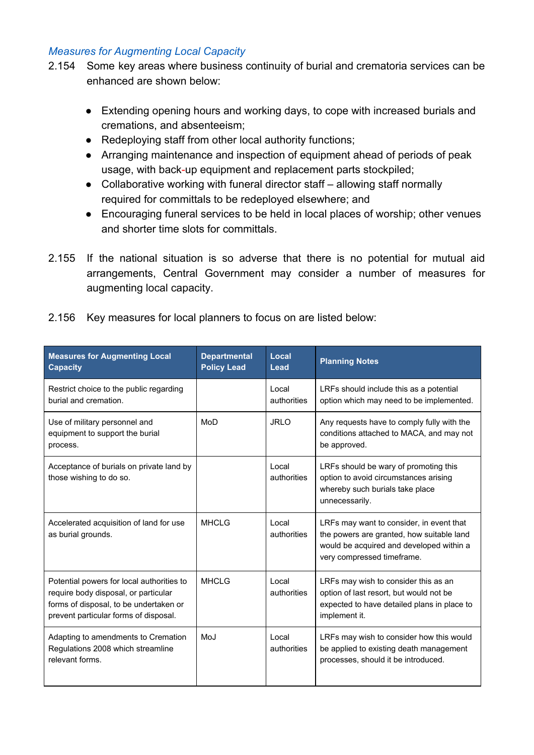### *Measures for Augmenting Local Capacity*

2.154 Some key areas where business continuity of burial and crematoria services can be enhanced are shown below:

- Extending opening hours and working days, to cope with increased burials and cremations, and absenteeism;
- Redeploying staff from other local authority functions;
- Arranging maintenance and inspection of equipment ahead of periods of peak usage, with back-up equipment and replacement parts stockpiled;
- Collaborative working with funeral director staff – allowing staff normally required for committals to be redeployed elsewhere; and
- Encouraging funeral services to be held in local places of worship; other venues and shorter time slots for committals.

2.155 If the national situation is so adverse that there is no potential for mutual aid arrangements, Central Government may consider a number of measures for augmenting local capacity.

2.156 Key measures for local planners to focus on are listed below:

| Measures for Augmenting Local Capacity | Departmental Policy Lead | Local Lead | Planning Notes |
|---|---|---|---|
| Restrict choice to the public regarding burial and cremation. | | Local authorities | LRFs should include this as a potential option which may need to be implemented. |
| Use of military personnel and equipment to support the burial process. | MoD | JRLO | Any requests have to comply fully with the conditions attached to MACA, and may not be approved. |
| Acceptance of burials on private land by those wishing to do so. | | Local authorities | LRFs should be wary of promoting this option to avoid circumstances arising whereby such burials take place unnecessarily. |
| Accelerated acquisition of land for use as burial grounds. | MHCLG | Local authorities | LRFs may want to consider, in event that the powers are granted, how suitable land would be acquired and developed within a very compressed timeframe. |
| Potential powers for local authorities to require body disposal, or particular forms of disposal, to be undertaken or prevent particular forms of disposal. | MHCLG | Local authorities | LRFs may wish to consider this as an option of last resort, but would not be expected to have detailed plans in place to implement it. |
| Adapting to amendments to Cremation Regulations 2008 which streamline relevant forms. | MoJ | Local authorities | LRFs may wish to consider how this would be applied to existing death management processes, should it be introduced. |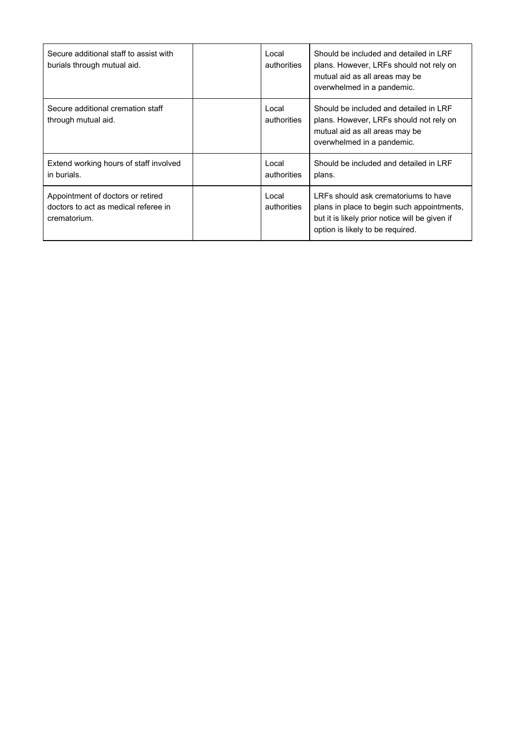| | | | |
|---|---|---|---|
| Secure additional staff to assist with burials through mutual aid. | | Local authorities | Should be included and detailed in LRF plans. However, LRFs should not rely on mutual aid as all areas may be overwhelmed in a pandemic. |
| Secure additional cremation staff through mutual aid. | | Local authorities | Should be included and detailed in LRF plans. However, LRFs should not rely on mutual aid as all areas may be overwhelmed in a pandemic. |
| Extend working hours of staff involved in burials. | | Local authorities | Should be included and detailed in LRF plans. |
| Appointment of doctors or retired doctors to act as medical referee in crematorium. | | Local authorities | LRFs should ask crematoriums to have plans in place to begin such appointments, but it is likely prior notice will be given if option is likely to be required. |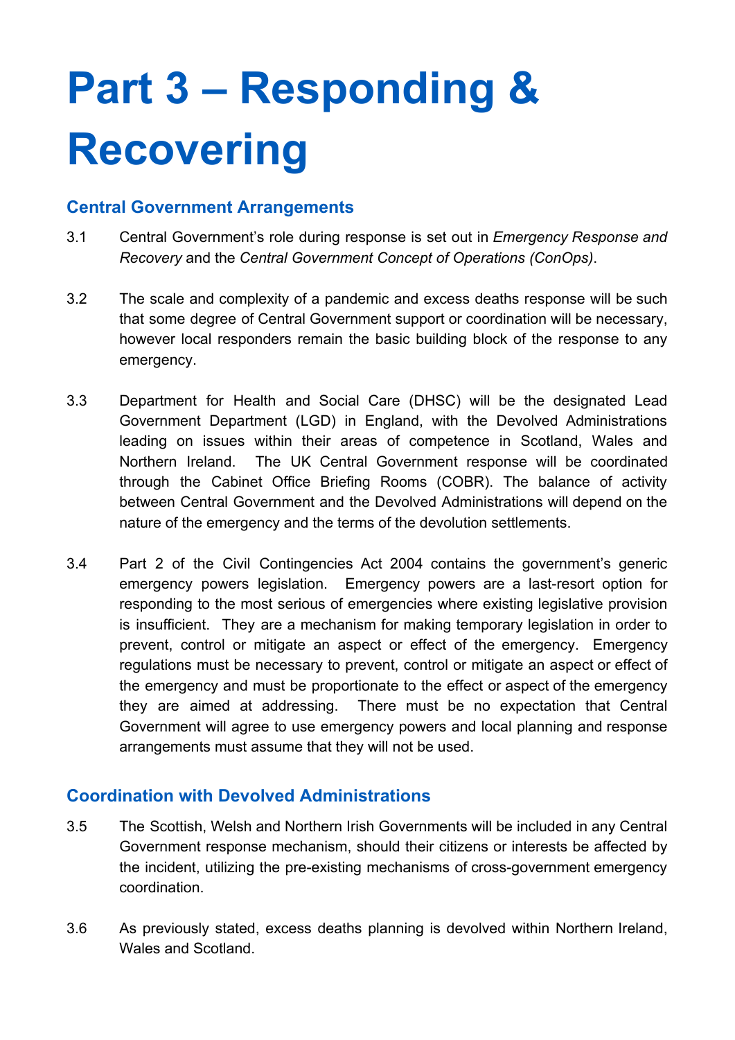# Part 3 – Responding & Recovering

## Central Government Arrangements

3.1 Central Government's role during response is set out in *Emergency Response and Recovery* and the *Central Government Concept of Operations (ConOps)*.

3.2 The scale and complexity of a pandemic and excess deaths response will be such that some degree of Central Government support or coordination will be necessary, however local responders remain the basic building block of the response to any emergency.

3.3 Department for Health and Social Care (DHSC) will be the designated Lead Government Department (LGD) in England, with the Devolved Administrations leading on issues within their areas of competence in Scotland, Wales and Northern Ireland. The UK Central Government response will be coordinated through the Cabinet Office Briefing Rooms (COBR). The balance of activity between Central Government and the Devolved Administrations will depend on the nature of the emergency and the terms of the devolution settlements.

3.4 Part 2 of the Civil Contingencies Act 2004 contains the government's generic emergency powers legislation. Emergency powers are a last-resort option for responding to the most serious of emergencies where existing legislative provision is insufficient. They are a mechanism for making temporary legislation in order to prevent, control or mitigate an aspect or effect of the emergency. Emergency regulations must be necessary to prevent, control or mitigate an aspect or effect of the emergency and must be proportionate to the effect or aspect of the emergency they are aimed at addressing. There must be no expectation that Central Government will agree to use emergency powers and local planning and response arrangements must assume that they will not be used.

## Coordination with Devolved Administrations

3.5 The Scottish, Welsh and Northern Irish Governments will be included in any Central Government response mechanism, should their citizens or interests be affected by the incident, utilizing the pre-existing mechanisms of cross-government emergency coordination.

3.6 As previously stated, excess deaths planning is devolved within Northern Ireland, Wales and Scotland.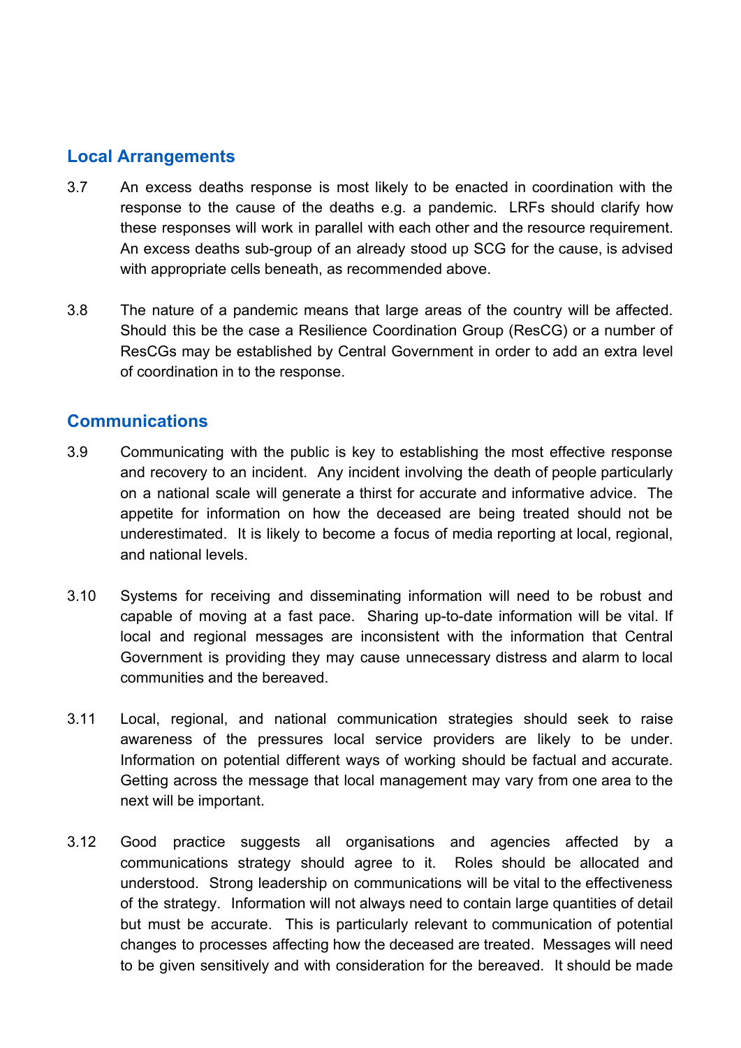## Local Arrangements

3.7 An excess deaths response is most likely to be enacted in coordination with the response to the cause of the deaths e.g. a pandemic. LRFs should clarify how these responses will work in parallel with each other and the resource requirement. An excess deaths sub-group of an already stood up SCG for the cause, is advised with appropriate cells beneath, as recommended above.

3.8 The nature of a pandemic means that large areas of the country will be affected. Should this be the case a Resilience Coordination Group (ResCG) or a number of ResCGs may be established by Central Government in order to add an extra level of coordination in to the response.

## Communications

3.9 Communicating with the public is key to establishing the most effective response and recovery to an incident. Any incident involving the death of people particularly on a national scale will generate a thirst for accurate and informative advice. The appetite for information on how the deceased are being treated should not be underestimated. It is likely to become a focus of media reporting at local, regional, and national levels.

3.10 Systems for receiving and disseminating information will need to be robust and capable of moving at a fast pace. Sharing up-to-date information will be vital. If local and regional messages are inconsistent with the information that Central Government is providing they may cause unnecessary distress and alarm to local communities and the bereaved.

3.11 Local, regional, and national communication strategies should seek to raise awareness of the pressures local service providers are likely to be under. Information on potential different ways of working should be factual and accurate. Getting across the message that local management may vary from one area to the next will be important.

3.12 Good practice suggests all organisations and agencies affected by a communications strategy should agree to it. Roles should be allocated and understood. Strong leadership on communications will be vital to the effectiveness of the strategy. Information will not always need to contain large quantities of detail but must be accurate. This is particularly relevant to communication of potential changes to processes affecting how the deceased are treated. Messages will need to be given sensitively and with consideration for the bereaved. It should be made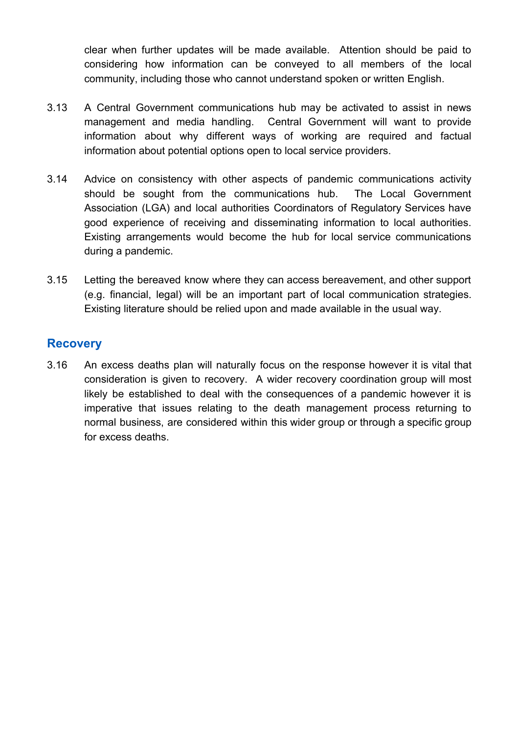clear when further updates will be made available. Attention should be paid to considering how information can be conveyed to all members of the local community, including those who cannot understand spoken or written English.

3.13 A Central Government communications hub may be activated to assist in news management and media handling. Central Government will want to provide information about why different ways of working are required and factual information about potential options open to local service providers.

3.14 Advice on consistency with other aspects of pandemic communications activity should be sought from the communications hub. The Local Government Association (LGA) and local authorities Coordinators of Regulatory Services have good experience of receiving and disseminating information to local authorities. Existing arrangements would become the hub for local service communications during a pandemic.

3.15 Letting the bereaved know where they can access bereavement, and other support (e.g. financial, legal) will be an important part of local communication strategies. Existing literature should be relied upon and made available in the usual way.

## Recovery

3.16 An excess deaths plan will naturally focus on the response however it is vital that consideration is given to recovery. A wider recovery coordination group will most likely be established to deal with the consequences of a pandemic however it is imperative that issues relating to the death management process returning to normal business, are considered within this wider group or through a specific group for excess deaths.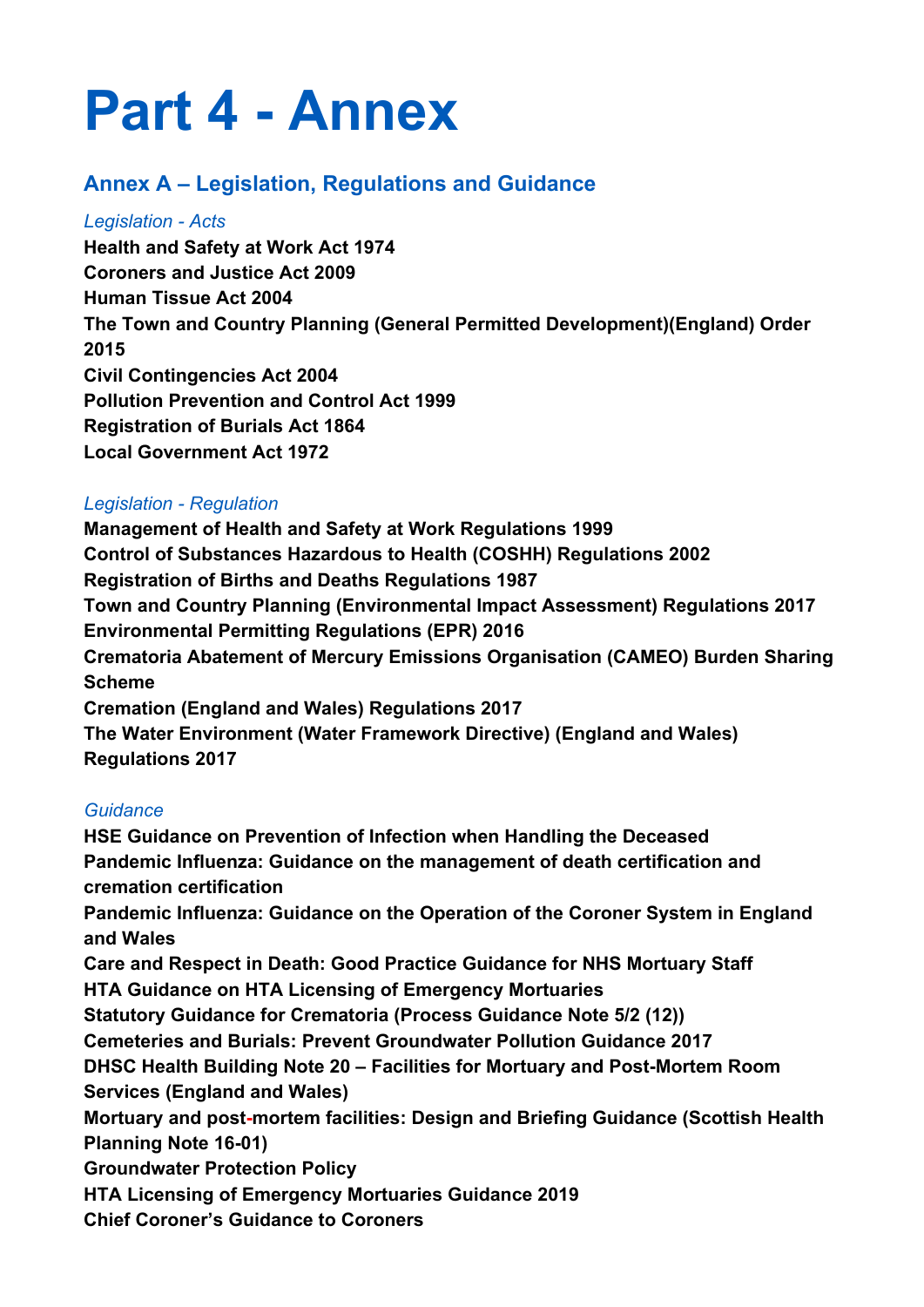# Part 4 - Annex

## Annex A – Legislation, Regulations and Guidance

*Legislation - Acts*

**Health and Safety at Work Act 1974**
**Coroners and Justice Act 2009**
**Human Tissue Act 2004**
**The Town and Country Planning (General Permitted Development)(England) Order 2015**
**Civil Contingencies Act 2004**
**Pollution Prevention and Control Act 1999**
**Registration of Burials Act 1864**
**Local Government Act 1972**

*Legislation - Regulation*

**Management of Health and Safety at Work Regulations 1999**
**Control of Substances Hazardous to Health (COSHH) Regulations 2002**
**Registration of Births and Deaths Regulations 1987**
**Town and Country Planning (Environmental Impact Assessment) Regulations 2017**
**Environmental Permitting Regulations (EPR) 2016**
**Crematoria Abatement of Mercury Emissions Organisation (CAMEO) Burden Sharing Scheme**
**Cremation (England and Wales) Regulations 2017**
**The Water Environment (Water Framework Directive) (England and Wales) Regulations 2017**

*Guidance*

**HSE Guidance on Prevention of Infection when Handling the Deceased**
**Pandemic Influenza: Guidance on the management of death certification and cremation certification**
**Pandemic Influenza: Guidance on the Operation of the Coroner System in England and Wales**
**Care and Respect in Death: Good Practice Guidance for NHS Mortuary Staff**
**HTA Guidance on HTA Licensing of Emergency Mortuaries**
**Statutory Guidance for Crematoria (Process Guidance Note 5/2 (12))**
**Cemeteries and Burials: Prevent Groundwater Pollution Guidance 2017**
**DHSC Health Building Note 20 – Facilities for Mortuary and Post-Mortem Room Services (England and Wales)**
**Mortuary and post-mortem facilities: Design and Briefing Guidance (Scottish Health Planning Note 16-01)**
**Groundwater Protection Policy**
**HTA Licensing of Emergency Mortuaries Guidance 2019**
**Chief Coroner's Guidance to Coroners**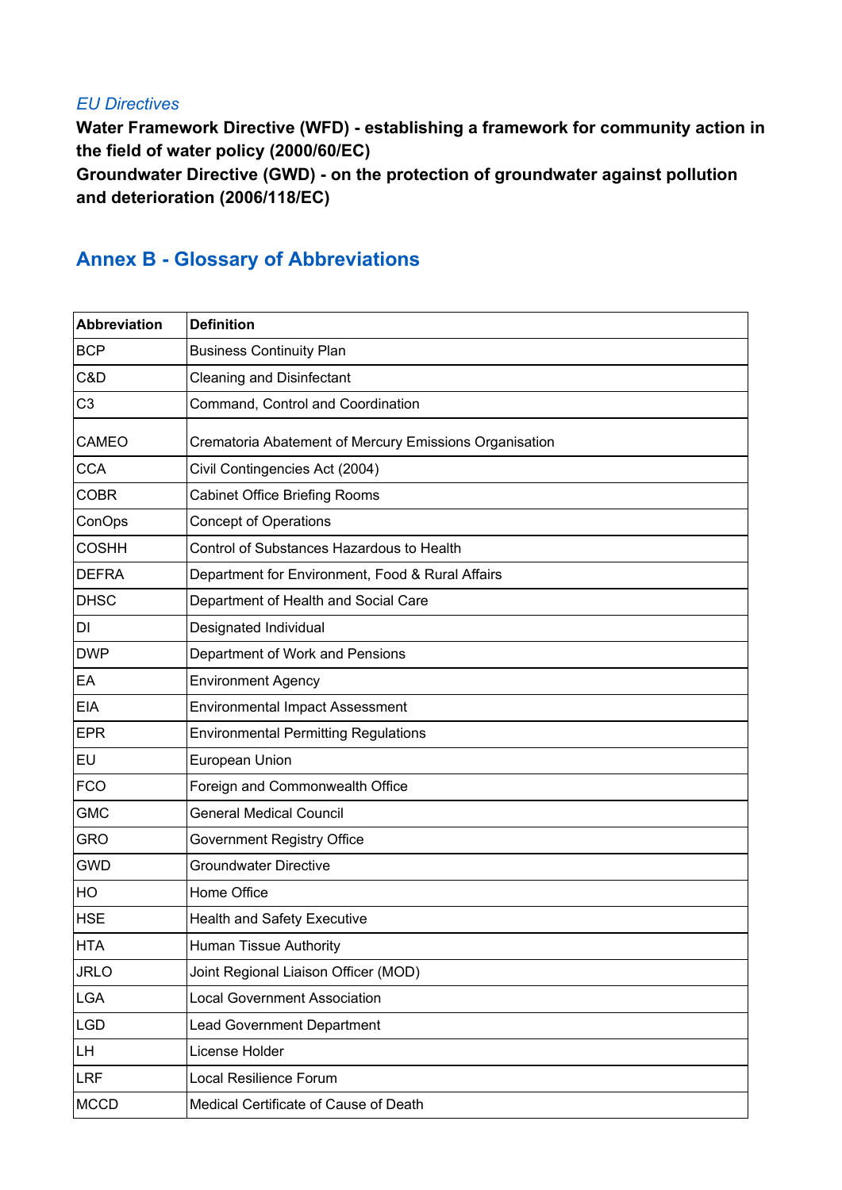*EU Directives*

**Water Framework Directive (WFD) - establishing a framework for community action in the field of water policy (2000/60/EC)**
**Groundwater Directive (GWD) - on the protection of groundwater against pollution and deterioration (2006/118/EC)**

## Annex B - Glossary of Abbreviations

| Abbreviation | Definition |
|---|---|
| BCP | Business Continuity Plan |
| C&D | Cleaning and Disinfectant |
| C3 | Command, Control and Coordination |
| CAMEO | Crematoria Abatement of Mercury Emissions Organisation |
| CCA | Civil Contingencies Act (2004) |
| COBR | Cabinet Office Briefing Rooms |
| ConOps | Concept of Operations |
| COSHH | Control of Substances Hazardous to Health |
| DEFRA | Department for Environment, Food & Rural Affairs |
| DHSC | Department of Health and Social Care |
| DI | Designated Individual |
| DWP | Department of Work and Pensions |
| EA | Environment Agency |
| EIA | Environmental Impact Assessment |
| EPR | Environmental Permitting Regulations |
| EU | European Union |
| FCO | Foreign and Commonwealth Office |
| GMC | General Medical Council |
| GRO | Government Registry Office |
| GWD | Groundwater Directive |
| HO | Home Office |
| HSE | Health and Safety Executive |
| HTA | Human Tissue Authority |
| JRLO | Joint Regional Liaison Officer (MOD) |
| LGA | Local Government Association |
| LGD | Lead Government Department |
| LH | License Holder |
| LRF | Local Resilience Forum |
| MCCD | Medical Certificate of Cause of Death |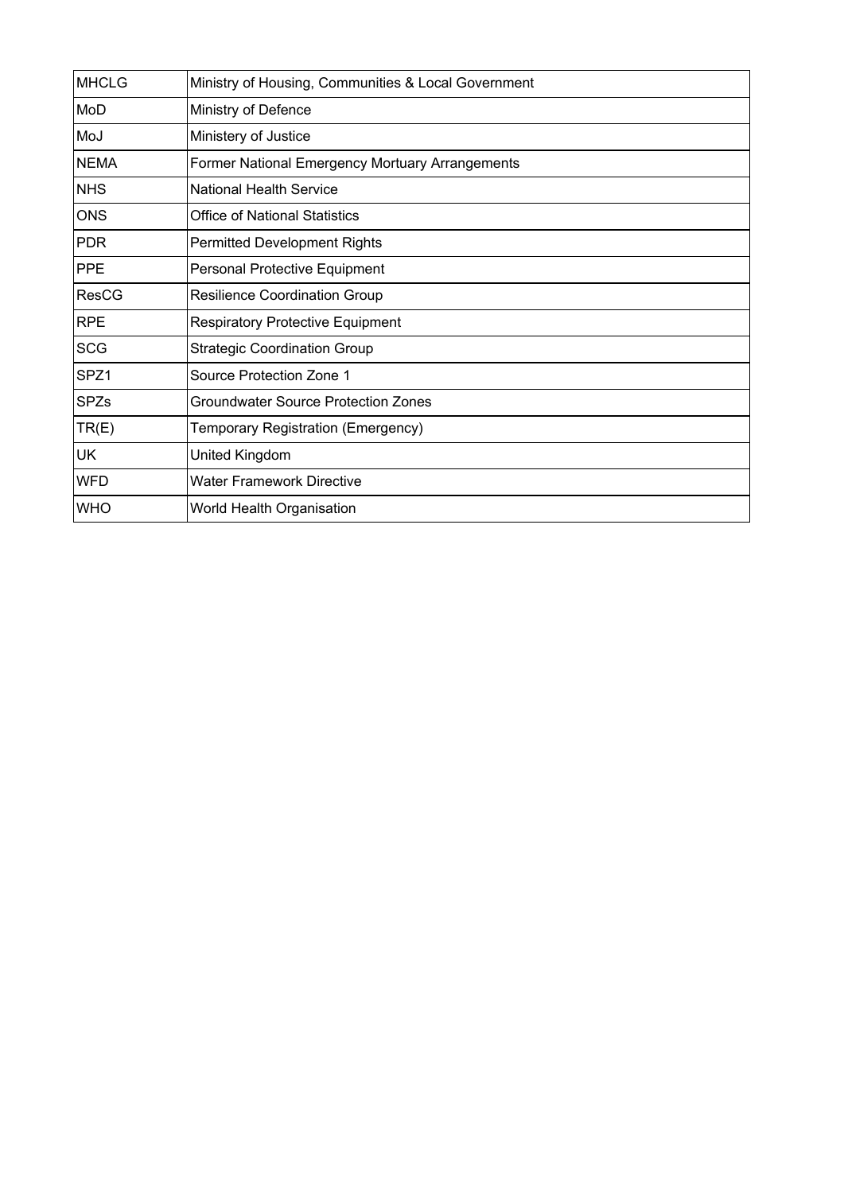| | |
|---|---|
| MHCLG | Ministry of Housing, Communities & Local Government |
| MoD | Ministry of Defence |
| MoJ | Ministery of Justice |
| NEMA | Former National Emergency Mortuary Arrangements |
| NHS | National Health Service |
| ONS | Office of National Statistics |
| PDR | Permitted Development Rights |
| PPE | Personal Protective Equipment |
| ResCG | Resilience Coordination Group |
| RPE | Respiratory Protective Equipment |
| SCG | Strategic Coordination Group |
| SPZ1 | Source Protection Zone 1 |
| SPZs | Groundwater Source Protection Zones |
| TR(E) | Temporary Registration (Emergency) |
| UK | United Kingdom |
| WFD | Water Framework Directive |
| WHO | World Health Organisation |